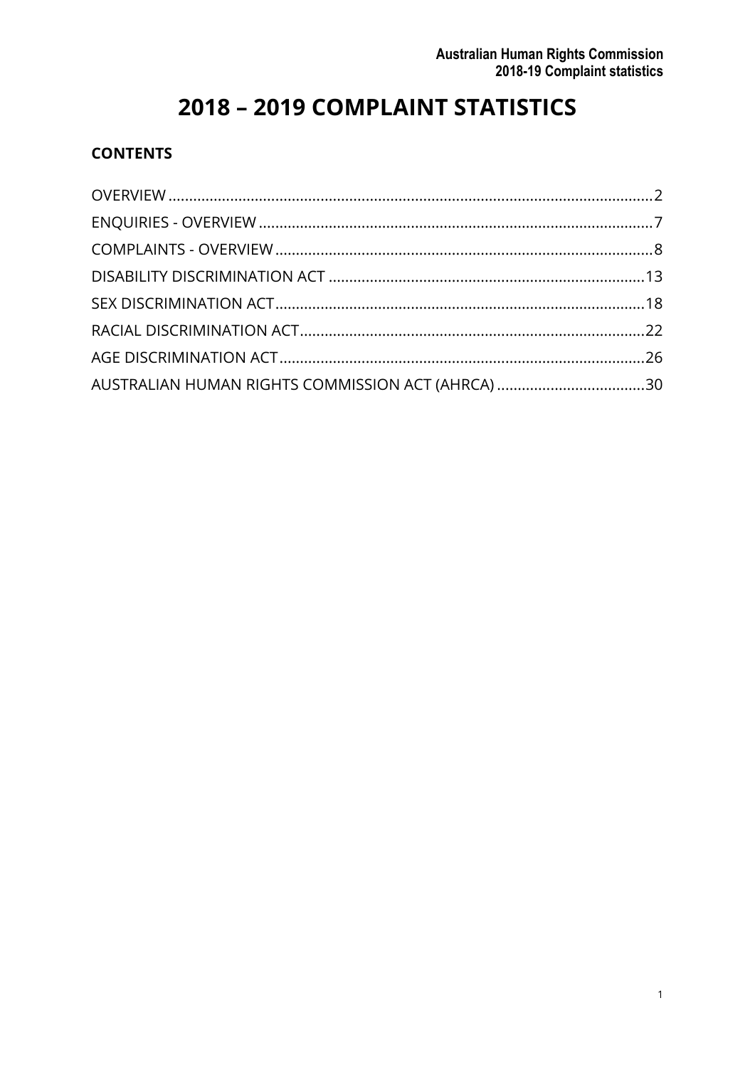# 2018 – 2019 COMPLAINT STATISTICS

## CONTENTS

OVERVIEW ........................................................................................................ 2
ENQUIRIES - OVERVIEW ................................................................................. 7
COMPLAINTS - OVERVIEW .............................................................................. 8
DISABILITY DISCRIMINATION ACT ............................................................... 13
SEX DISCRIMINATION ACT ............................................................................ 18
RACIAL DISCRIMINATION ACT ...................................................................... 22
AGE DISCRIMINATION ACT ............................................................................ 26
AUSTRALIAN HUMAN RIGHTS COMMISSION ACT (AHRCA) ......................... 30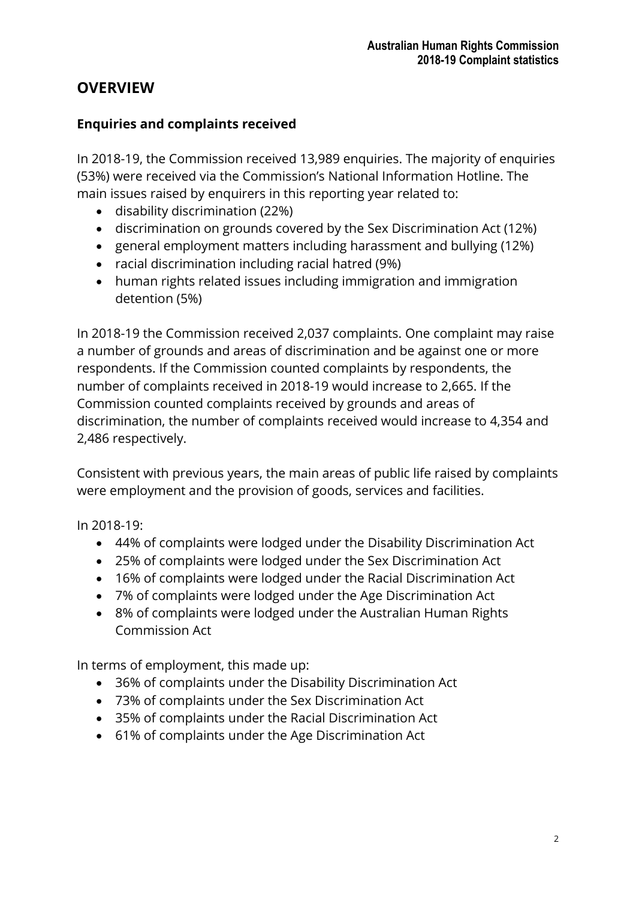# OVERVIEW

## Enquiries and complaints received

In 2018-19, the Commission received 13,989 enquiries. The majority of enquiries (53%) were received via the Commission's National Information Hotline. The main issues raised by enquirers in this reporting year related to:

- disability discrimination (22%)
- discrimination on grounds covered by the Sex Discrimination Act (12%)
- general employment matters including harassment and bullying (12%)
- racial discrimination including racial hatred (9%)
- human rights related issues including immigration and immigration detention (5%)

In 2018-19 the Commission received 2,037 complaints. One complaint may raise a number of grounds and areas of discrimination and be against one or more respondents. If the Commission counted complaints by respondents, the number of complaints received in 2018-19 would increase to 2,665. If the Commission counted complaints received by grounds and areas of discrimination, the number of complaints received would increase to 4,354 and 2,486 respectively.

Consistent with previous years, the main areas of public life raised by complaints were employment and the provision of goods, services and facilities.

In 2018-19:

- 44% of complaints were lodged under the Disability Discrimination Act
- 25% of complaints were lodged under the Sex Discrimination Act
- 16% of complaints were lodged under the Racial Discrimination Act
- 7% of complaints were lodged under the Age Discrimination Act
- 8% of complaints were lodged under the Australian Human Rights Commission Act

In terms of employment, this made up:

- 36% of complaints under the Disability Discrimination Act
- 73% of complaints under the Sex Discrimination Act
- 35% of complaints under the Racial Discrimination Act
- 61% of complaints under the Age Discrimination Act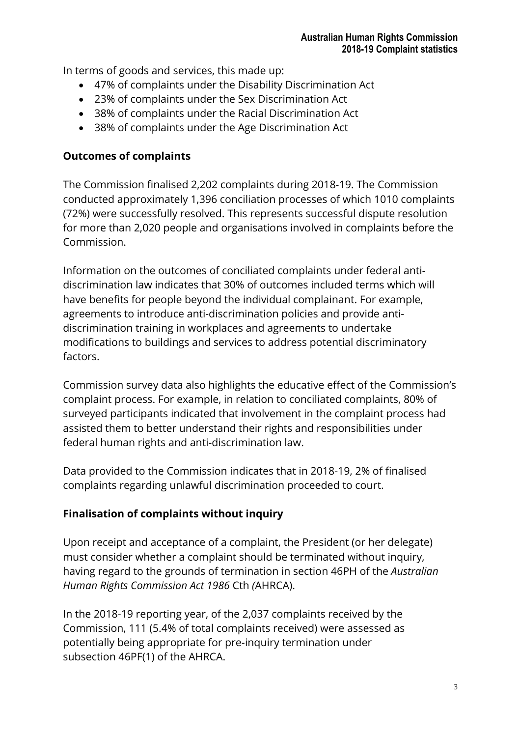In terms of goods and services, this made up:

- 47% of complaints under the Disability Discrimination Act
- 23% of complaints under the Sex Discrimination Act
- 38% of complaints under the Racial Discrimination Act
- 38% of complaints under the Age Discrimination Act

## Outcomes of complaints

The Commission finalised 2,202 complaints during 2018-19. The Commission conducted approximately 1,396 conciliation processes of which 1010 complaints (72%) were successfully resolved. This represents successful dispute resolution for more than 2,020 people and organisations involved in complaints before the Commission.

Information on the outcomes of conciliated complaints under federal anti-discrimination law indicates that 30% of outcomes included terms which will have benefits for people beyond the individual complainant. For example, agreements to introduce anti-discrimination policies and provide anti-discrimination training in workplaces and agreements to undertake modifications to buildings and services to address potential discriminatory factors.

Commission survey data also highlights the educative effect of the Commission's complaint process. For example, in relation to conciliated complaints, 80% of surveyed participants indicated that involvement in the complaint process had assisted them to better understand their rights and responsibilities under federal human rights and anti-discrimination law.

Data provided to the Commission indicates that in 2018-19, 2% of finalised complaints regarding unlawful discrimination proceeded to court.

## Finalisation of complaints without inquiry

Upon receipt and acceptance of a complaint, the President (or her delegate) must consider whether a complaint should be terminated without inquiry, having regard to the grounds of termination in section 46PH of the *Australian Human Rights Commission Act 1986* Cth *(*AHRCA).

In the 2018-19 reporting year, of the 2,037 complaints received by the Commission, 111 (5.4% of total complaints received) were assessed as potentially being appropriate for pre-inquiry termination under subsection 46PF(1) of the AHRCA.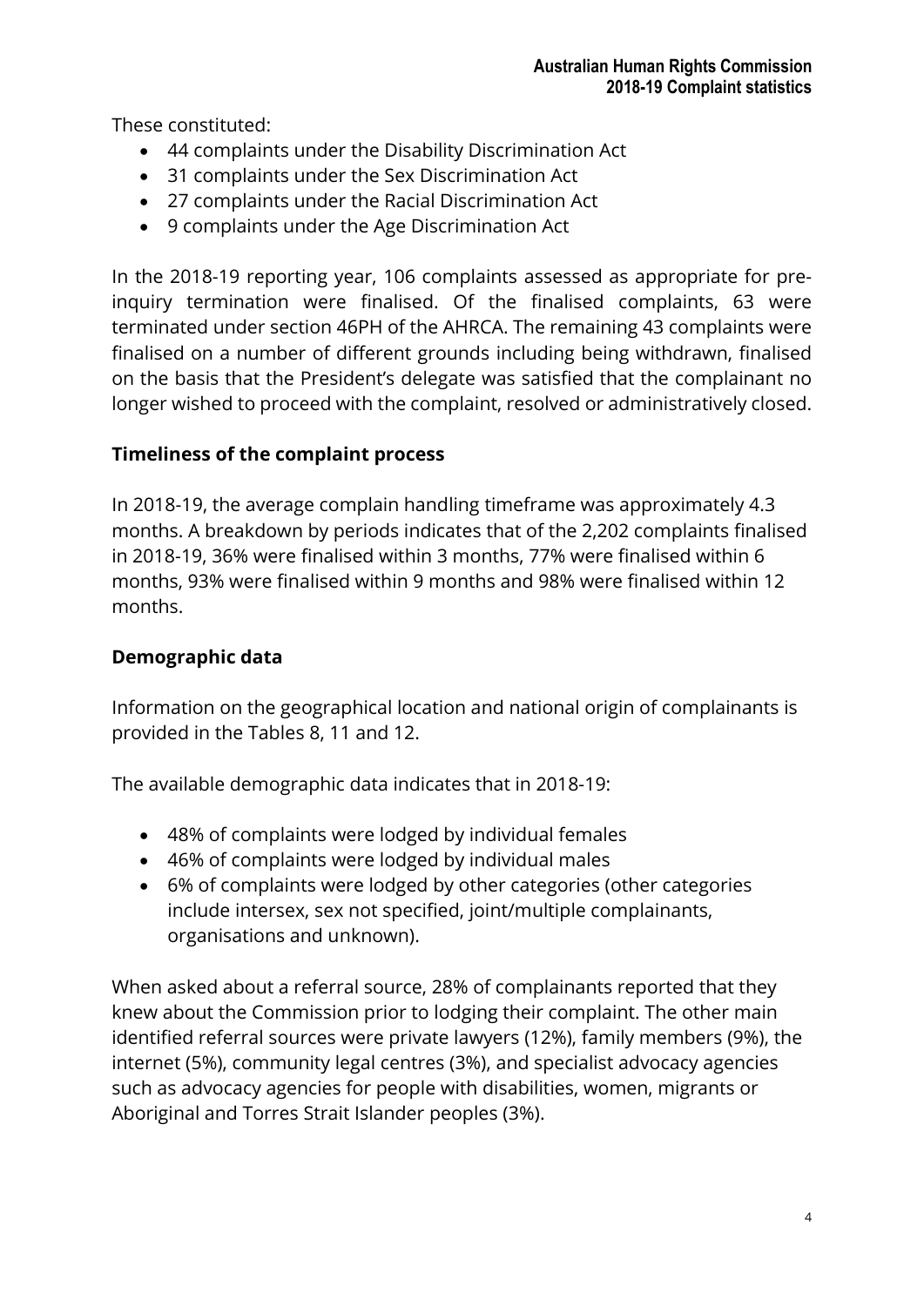These constituted:

- 44 complaints under the Disability Discrimination Act
- 31 complaints under the Sex Discrimination Act
- 27 complaints under the Racial Discrimination Act
- 9 complaints under the Age Discrimination Act

In the 2018-19 reporting year, 106 complaints assessed as appropriate for pre-inquiry termination were finalised. Of the finalised complaints, 63 were terminated under section 46PH of the AHRCA. The remaining 43 complaints were finalised on a number of different grounds including being withdrawn, finalised on the basis that the President's delegate was satisfied that the complainant no longer wished to proceed with the complaint, resolved or administratively closed.

## Timeliness of the complaint process

In 2018-19, the average complain handling timeframe was approximately 4.3 months. A breakdown by periods indicates that of the 2,202 complaints finalised in 2018-19, 36% were finalised within 3 months, 77% were finalised within 6 months, 93% were finalised within 9 months and 98% were finalised within 12 months.

## Demographic data

Information on the geographical location and national origin of complainants is provided in the Tables 8, 11 and 12.

The available demographic data indicates that in 2018-19:

- 48% of complaints were lodged by individual females
- 46% of complaints were lodged by individual males
- 6% of complaints were lodged by other categories (other categories include intersex, sex not specified, joint/multiple complainants, organisations and unknown).

When asked about a referral source, 28% of complainants reported that they knew about the Commission prior to lodging their complaint. The other main identified referral sources were private lawyers (12%), family members (9%), the internet (5%), community legal centres (3%), and specialist advocacy agencies such as advocacy agencies for people with disabilities, women, migrants or Aboriginal and Torres Strait Islander peoples (3%).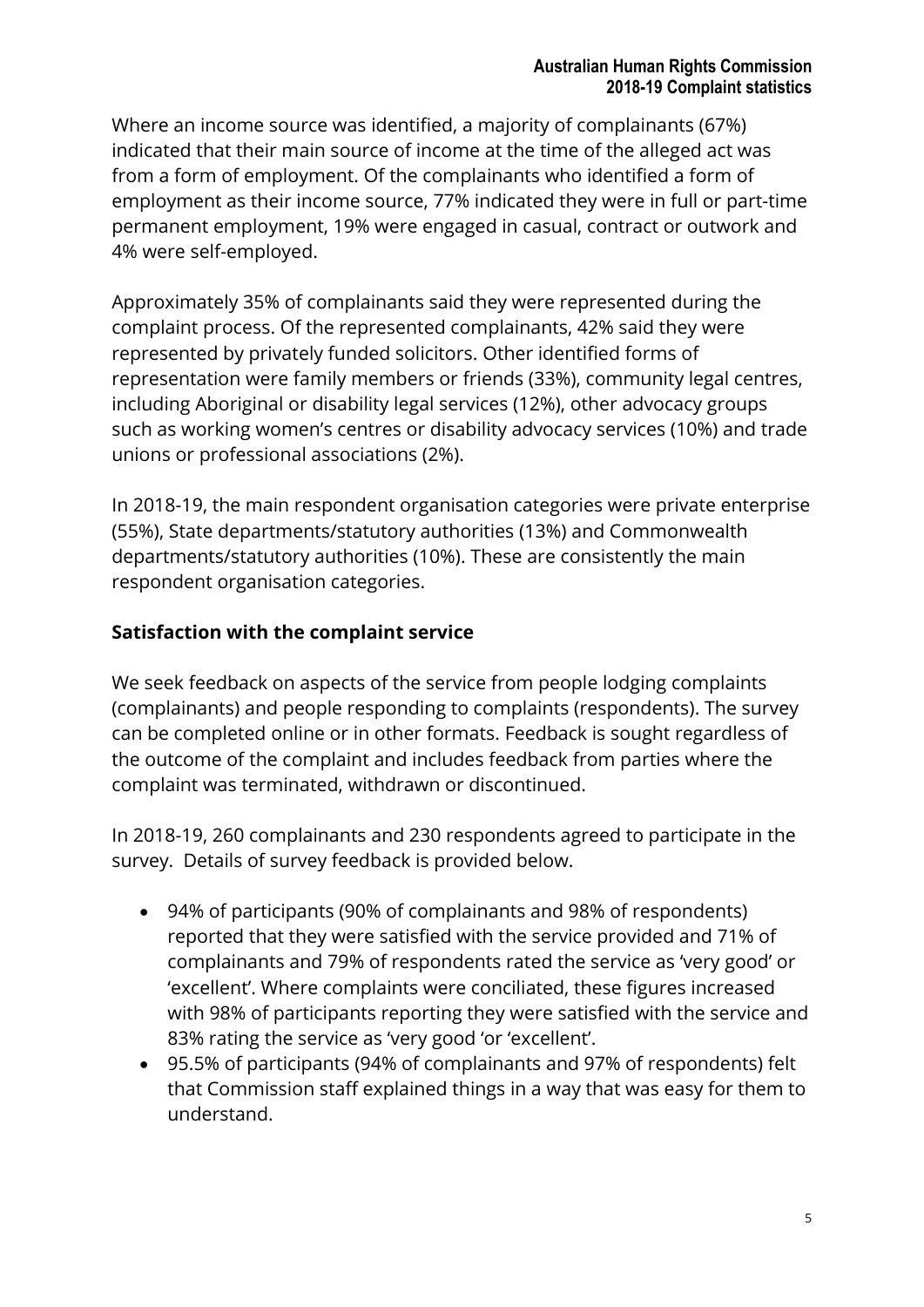Where an income source was identified, a majority of complainants (67%) indicated that their main source of income at the time of the alleged act was from a form of employment. Of the complainants who identified a form of employment as their income source, 77% indicated they were in full or part-time permanent employment, 19% were engaged in casual, contract or outwork and 4% were self-employed.

Approximately 35% of complainants said they were represented during the complaint process. Of the represented complainants, 42% said they were represented by privately funded solicitors. Other identified forms of representation were family members or friends (33%), community legal centres, including Aboriginal or disability legal services (12%), other advocacy groups such as working women's centres or disability advocacy services (10%) and trade unions or professional associations (2%).

In 2018-19, the main respondent organisation categories were private enterprise (55%), State departments/statutory authorities (13%) and Commonwealth departments/statutory authorities (10%). These are consistently the main respondent organisation categories.

## Satisfaction with the complaint service

We seek feedback on aspects of the service from people lodging complaints (complainants) and people responding to complaints (respondents). The survey can be completed online or in other formats. Feedback is sought regardless of the outcome of the complaint and includes feedback from parties where the complaint was terminated, withdrawn or discontinued.

In 2018-19, 260 complainants and 230 respondents agreed to participate in the survey. Details of survey feedback is provided below.

- 94% of participants (90% of complainants and 98% of respondents) reported that they were satisfied with the service provided and 71% of complainants and 79% of respondents rated the service as 'very good' or 'excellent'. Where complaints were conciliated, these figures increased with 98% of participants reporting they were satisfied with the service and 83% rating the service as 'very good 'or 'excellent'.
- 95.5% of participants (94% of complainants and 97% of respondents) felt that Commission staff explained things in a way that was easy for them to understand.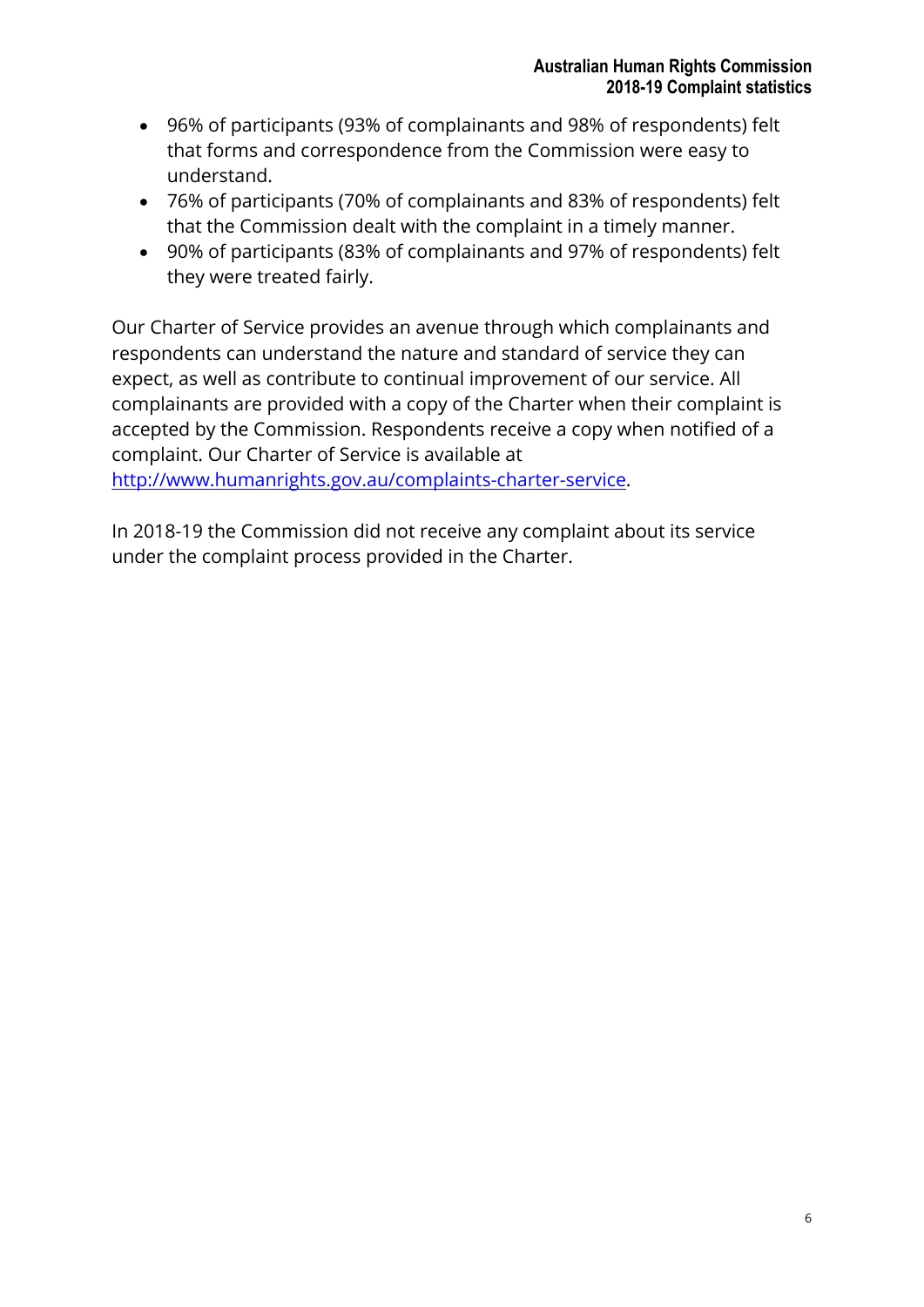- 96% of participants (93% of complainants and 98% of respondents) felt that forms and correspondence from the Commission were easy to understand.
- 76% of participants (70% of complainants and 83% of respondents) felt that the Commission dealt with the complaint in a timely manner.
- 90% of participants (83% of complainants and 97% of respondents) felt they were treated fairly.

Our Charter of Service provides an avenue through which complainants and respondents can understand the nature and standard of service they can expect, as well as contribute to continual improvement of our service. All complainants are provided with a copy of the Charter when their complaint is accepted by the Commission. Respondents receive a copy when notified of a complaint. Our Charter of Service is available at [http://www.humanrights.gov.au/complaints-charter-service](http://www.humanrights.gov.au/complaints-charter-service).

In 2018-19 the Commission did not receive any complaint about its service under the complaint process provided in the Charter.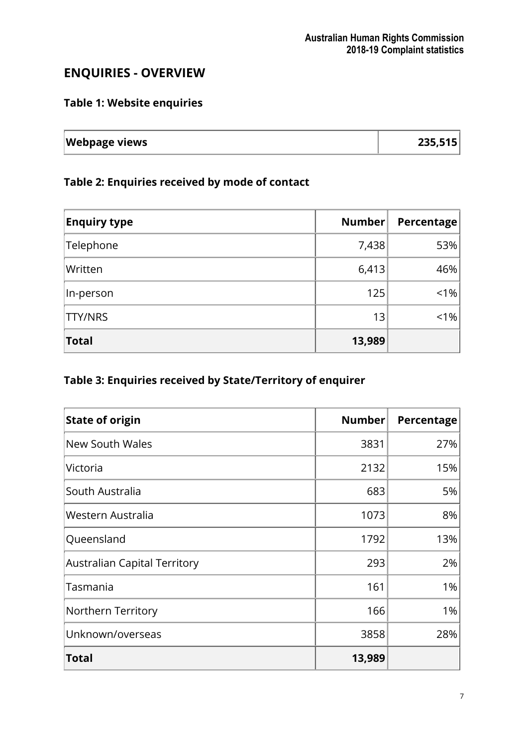## ENQUIRIES - OVERVIEW

### Table 1: Website enquiries

| Webpage views | 235,515 |
|---|---|

### Table 2: Enquiries received by mode of contact

| Enquiry type | Number | Percentage |
|---|---|---|
| Telephone | 7,438 | 53% |
| Written | 6,413 | 46% |
| In-person | 125 | <1% |
| TTY/NRS | 13 | <1% |
| **Total** | **13,989** | |

### Table 3: Enquiries received by State/Territory of enquirer

| State of origin | Number | Percentage |
|---|---|---|
| New South Wales | 3831 | 27% |
| Victoria | 2132 | 15% |
| South Australia | 683 | 5% |
| Western Australia | 1073 | 8% |
| Queensland | 1792 | 13% |
| Australian Capital Territory | 293 | 2% |
| Tasmania | 161 | 1% |
| Northern Territory | 166 | 1% |
| Unknown/overseas | 3858 | 28% |
| **Total** | **13,989** | |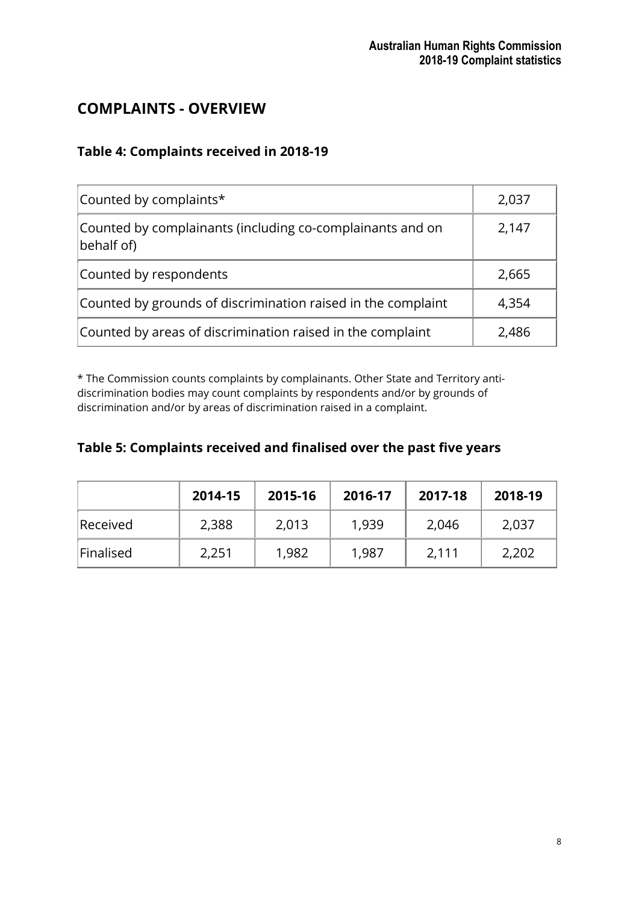## COMPLAINTS - OVERVIEW

### Table 4: Complaints received in 2018-19

| | |
|---|---|
| Counted by complaints* | 2,037 |
| Counted by complainants (including co-complainants and on behalf of) | 2,147 |
| Counted by respondents | 2,665 |
| Counted by grounds of discrimination raised in the complaint | 4,354 |
| Counted by areas of discrimination raised in the complaint | 2,486 |

* The Commission counts complaints by complainants. Other State and Territory anti-discrimination bodies may count complaints by respondents and/or by grounds of discrimination and/or by areas of discrimination raised in a complaint.

### Table 5: Complaints received and finalised over the past five years

| | 2014-15 | 2015-16 | 2016-17 | 2017-18 | 2018-19 |
|---|---|---|---|---|---|
| Received | 2,388 | 2,013 | 1,939 | 2,046 | 2,037 |
| Finalised | 2,251 | 1,982 | 1,987 | 2,111 | 2,202 |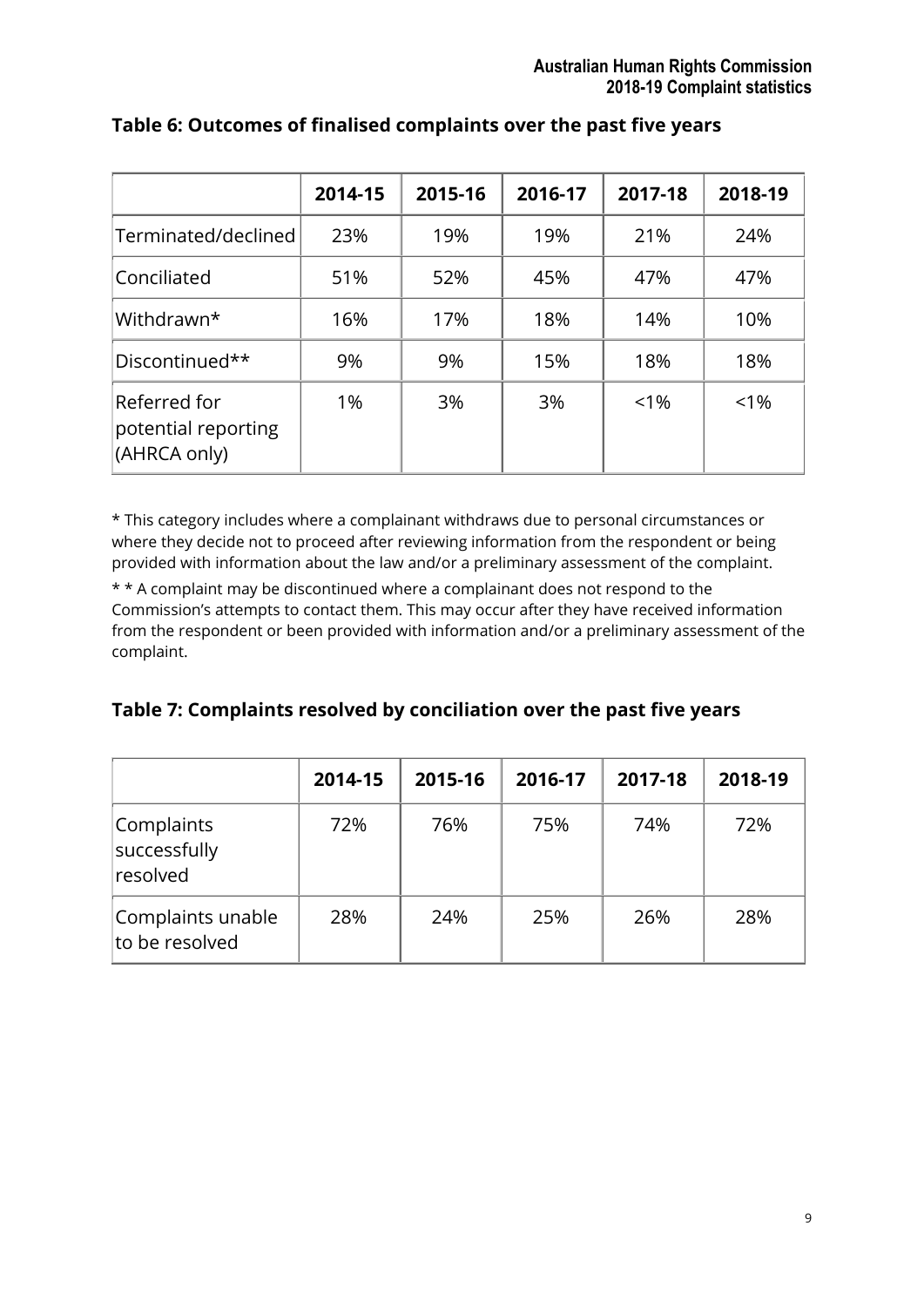## Table 6: Outcomes of finalised complaints over the past five years

| | 2014-15 | 2015-16 | 2016-17 | 2017-18 | 2018-19 |
|---|---|---|---|---|---|
| Terminated/declined | 23% | 19% | 19% | 21% | 24% |
| Conciliated | 51% | 52% | 45% | 47% | 47% |
| Withdrawn* | 16% | 17% | 18% | 14% | 10% |
| Discontinued** | 9% | 9% | 15% | 18% | 18% |
| Referred for potential reporting (AHRCA only) | 1% | 3% | 3% | <1% | <1% |

* This category includes where a complainant withdraws due to personal circumstances or where they decide not to proceed after reviewing information from the respondent or being provided with information about the law and/or a preliminary assessment of the complaint.

* * A complaint may be discontinued where a complainant does not respond to the Commission's attempts to contact them. This may occur after they have received information from the respondent or been provided with information and/or a preliminary assessment of the complaint.

## Table 7: Complaints resolved by conciliation over the past five years

| | 2014-15 | 2015-16 | 2016-17 | 2017-18 | 2018-19 |
|---|---|---|---|---|---|
| Complaints successfully resolved | 72% | 76% | 75% | 74% | 72% |
| Complaints unable to be resolved | 28% | 24% | 25% | 26% | 28% |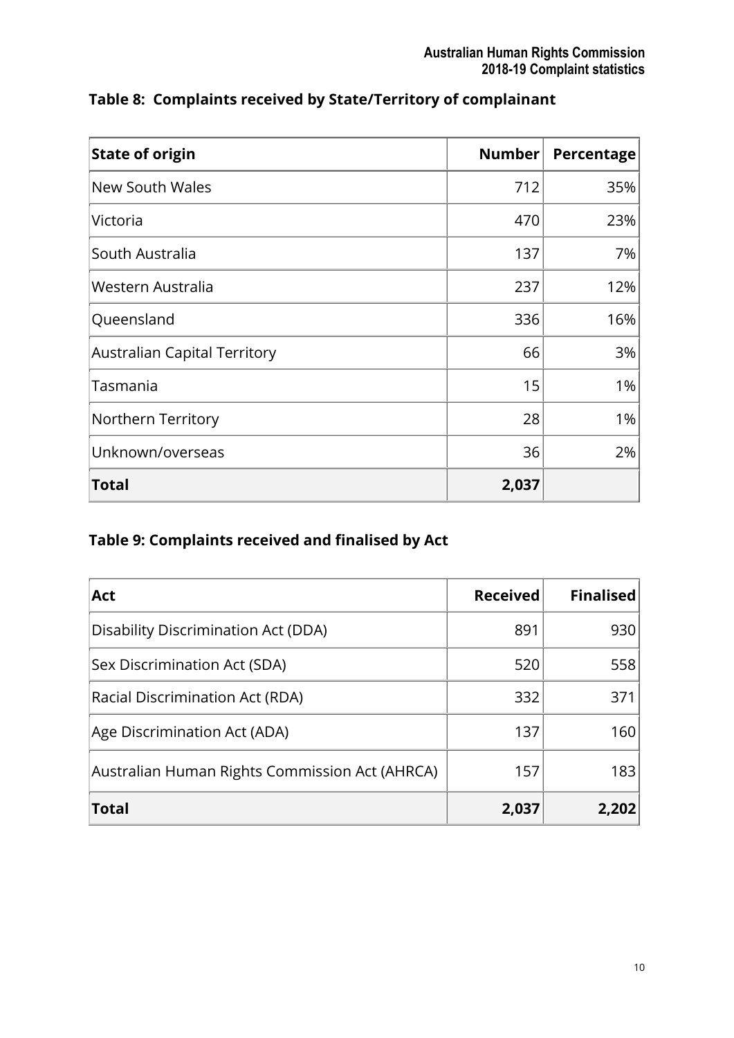## Table 8: Complaints received by State/Territory of complainant

| State of origin | Number | Percentage |
|---|---|---|
| New South Wales | 712 | 35% |
| Victoria | 470 | 23% |
| South Australia | 137 | 7% |
| Western Australia | 237 | 12% |
| Queensland | 336 | 16% |
| Australian Capital Territory | 66 | 3% |
| Tasmania | 15 | 1% |
| Northern Territory | 28 | 1% |
| Unknown/overseas | 36 | 2% |
| **Total** | **2,037** | |

## Table 9: Complaints received and finalised by Act

| Act | Received | Finalised |
|---|---|---|
| Disability Discrimination Act (DDA) | 891 | 930 |
| Sex Discrimination Act (SDA) | 520 | 558 |
| Racial Discrimination Act (RDA) | 332 | 371 |
| Age Discrimination Act (ADA) | 137 | 160 |
| Australian Human Rights Commission Act (AHRCA) | 157 | 183 |
| **Total** | **2,037** | **2,202** |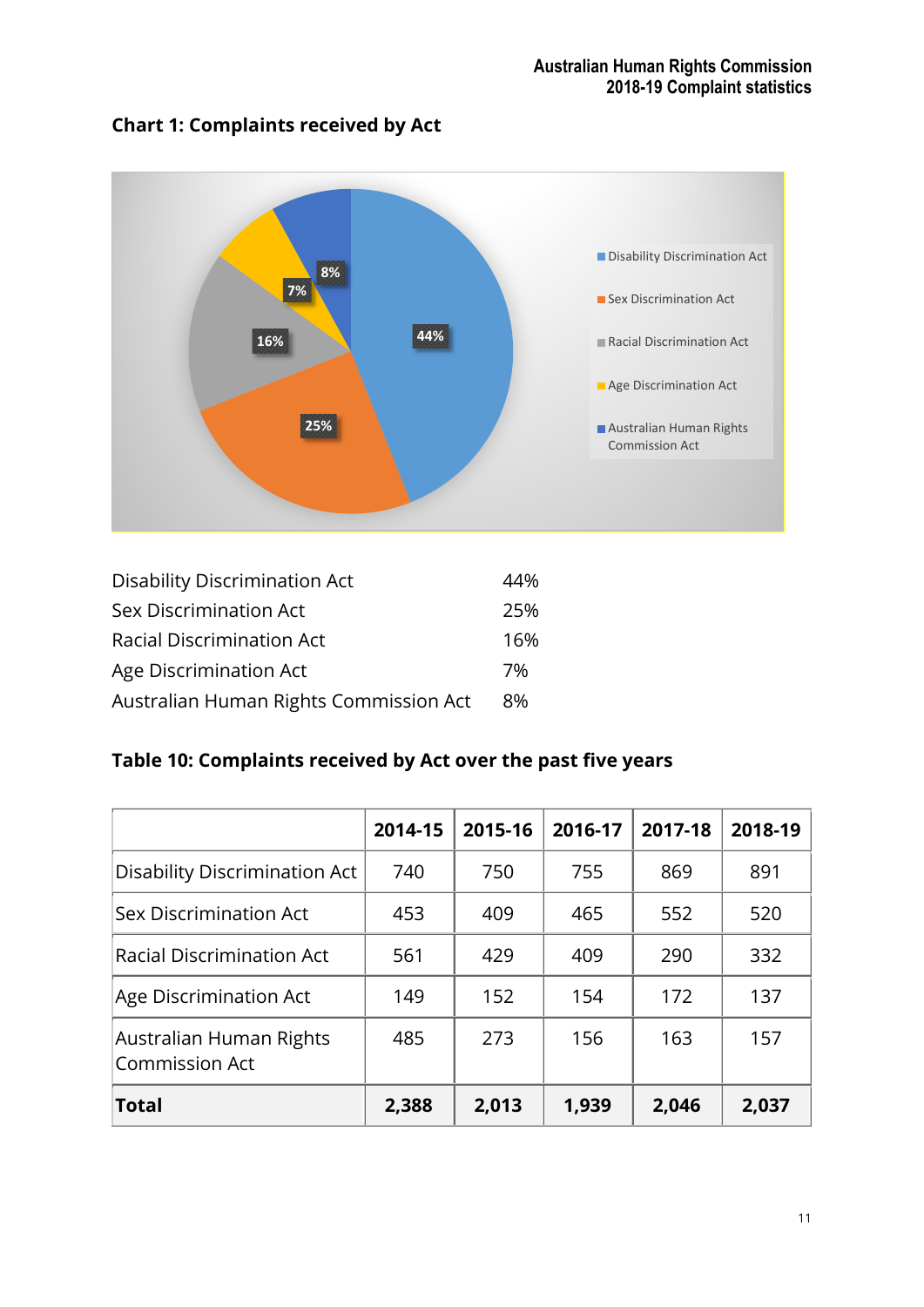## Chart 1: Complaints received by Act

| | |
|---|---|
| Disability Discrimination Act | 44% |
| Sex Discrimination Act | 25% |
| Racial Discrimination Act | 16% |
| Age Discrimination Act | 7% |
| Australian Human Rights Commission Act | 8% |

## Table 10: Complaints received by Act over the past five years

| | 2014-15 | 2015-16 | 2016-17 | 2017-18 | 2018-19 |
|---|---|---|---|---|---|
| Disability Discrimination Act | 740 | 750 | 755 | 869 | 891 |
| Sex Discrimination Act | 453 | 409 | 465 | 552 | 520 |
| Racial Discrimination Act | 561 | 429 | 409 | 290 | 332 |
| Age Discrimination Act | 149 | 152 | 154 | 172 | 137 |
| Australian Human Rights Commission Act | 485 | 273 | 156 | 163 | 157 |
| **Total** | **2,388** | **2,013** | **1,939** | **2,046** | **2,037** |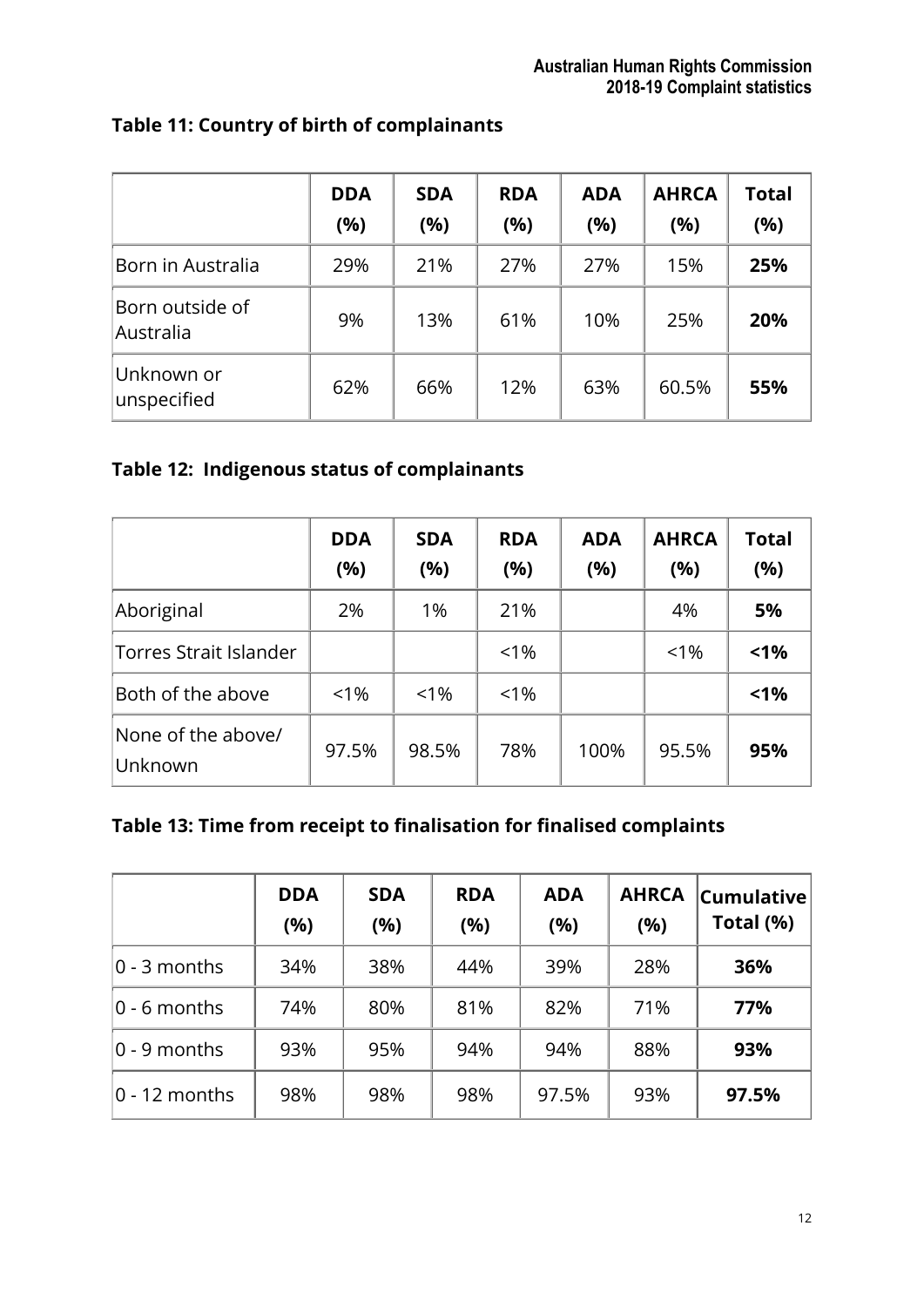## Table 11: Country of birth of complainants

| | DDA (%) | SDA (%) | RDA (%) | ADA (%) | AHRCA (%) | Total (%) |
|---|---|---|---|---|---|---|
| Born in Australia | 29% | 21% | 27% | 27% | 15% | **25%** |
| Born outside of Australia | 9% | 13% | 61% | 10% | 25% | **20%** |
| Unknown or unspecified | 62% | 66% | 12% | 63% | 60.5% | **55%** |

## Table 12: Indigenous status of complainants

| | DDA (%) | SDA (%) | RDA (%) | ADA (%) | AHRCA (%) | Total (%) |
|---|---|---|---|---|---|---|
| Aboriginal | 2% | 1% | 21% | | 4% | **5%** |
| Torres Strait Islander | | | <1% | | <1% | **<1%** |
| Both of the above | <1% | <1% | <1% | | | **<1%** |
| None of the above/ Unknown | 97.5% | 98.5% | 78% | 100% | 95.5% | **95%** |

## Table 13: Time from receipt to finalisation for finalised complaints

| | DDA (%) | SDA (%) | RDA (%) | ADA (%) | AHRCA (%) | Cumulative Total (%) |
|---|---|---|---|---|---|---|
| 0 - 3 months | 34% | 38% | 44% | 39% | 28% | **36%** |
| 0 - 6 months | 74% | 80% | 81% | 82% | 71% | **77%** |
| 0 - 9 months | 93% | 95% | 94% | 94% | 88% | **93%** |
| 0 - 12 months | 98% | 98% | 98% | 97.5% | 93% | **97.5%** |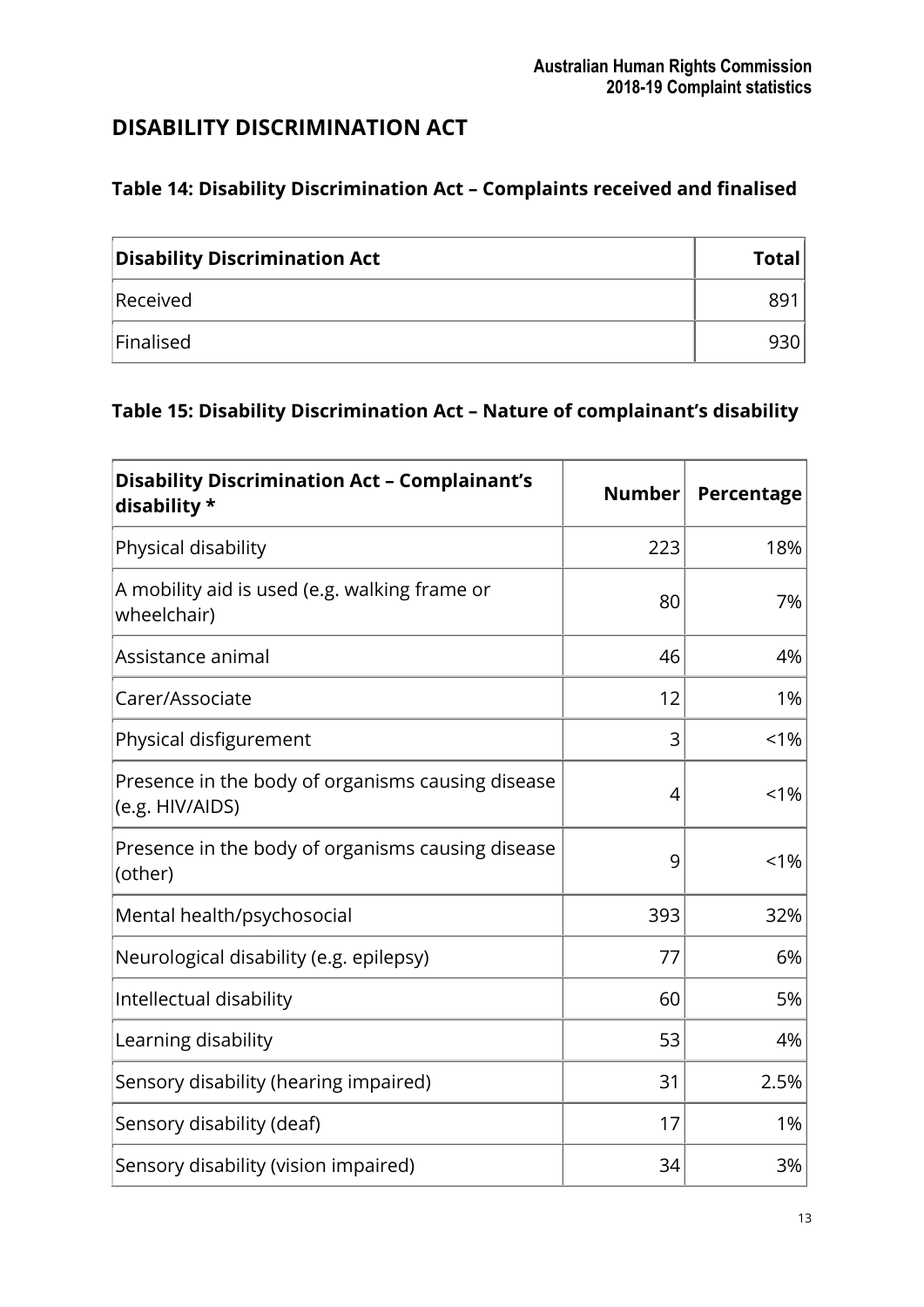## DISABILITY DISCRIMINATION ACT

### Table 14: Disability Discrimination Act – Complaints received and finalised

| Disability Discrimination Act | Total |
|---|---|
| Received | 891 |
| Finalised | 930 |

### Table 15: Disability Discrimination Act – Nature of complainant's disability

| Disability Discrimination Act – Complainant's disability * | Number | Percentage |
|---|---|---|
| Physical disability | 223 | 18% |
| A mobility aid is used (e.g. walking frame or wheelchair) | 80 | 7% |
| Assistance animal | 46 | 4% |
| Carer/Associate | 12 | 1% |
| Physical disfigurement | 3 | <1% |
| Presence in the body of organisms causing disease (e.g. HIV/AIDS) | 4 | <1% |
| Presence in the body of organisms causing disease (other) | 9 | <1% |
| Mental health/psychosocial | 393 | 32% |
| Neurological disability (e.g. epilepsy) | 77 | 6% |
| Intellectual disability | 60 | 5% |
| Learning disability | 53 | 4% |
| Sensory disability (hearing impaired) | 31 | 2.5% |
| Sensory disability (deaf) | 17 | 1% |
| Sensory disability (vision impaired) | 34 | 3% |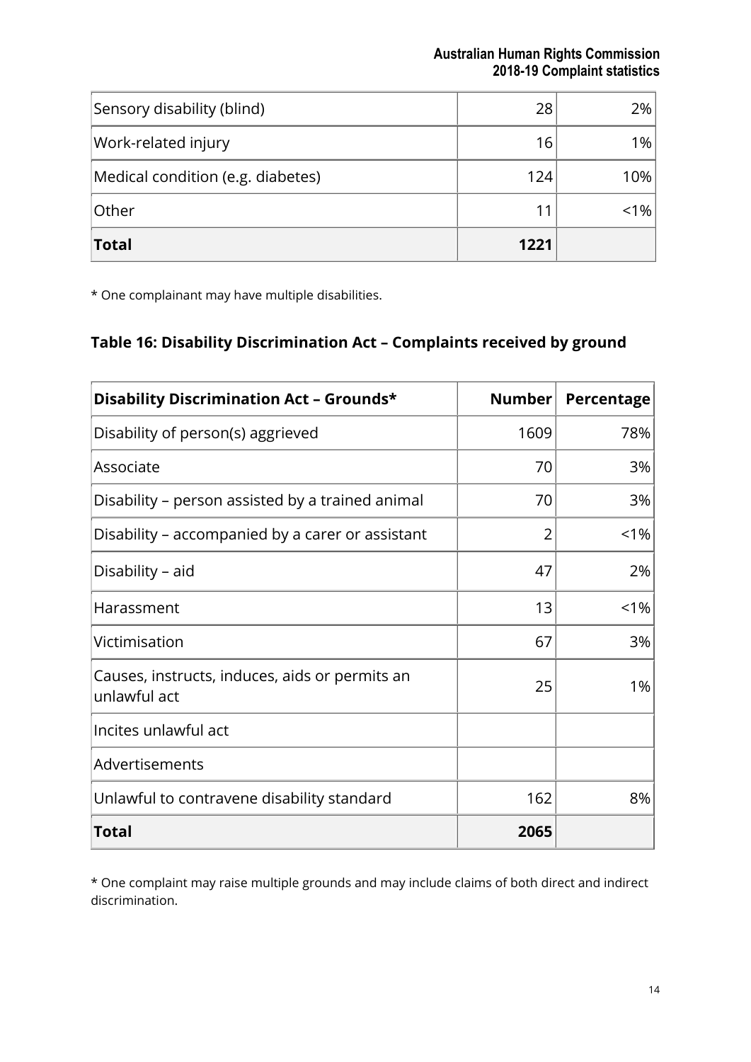| | | |
|---|---|---|
| Sensory disability (blind) | 28 | 2% |
| Work-related injury | 16 | 1% |
| Medical condition (e.g. diabetes) | 124 | 10% |
| Other | 11 | <1% |
| **Total** | **1221** | |

* One complainant may have multiple disabilities.

### Table 16: Disability Discrimination Act – Complaints received by ground

| Disability Discrimination Act – Grounds* | Number | Percentage |
|---|---|---|
| Disability of person(s) aggrieved | 1609 | 78% |
| Associate | 70 | 3% |
| Disability – person assisted by a trained animal | 70 | 3% |
| Disability – accompanied by a carer or assistant | 2 | <1% |
| Disability – aid | 47 | 2% |
| Harassment | 13 | <1% |
| Victimisation | 67 | 3% |
| Causes, instructs, induces, aids or permits an unlawful act | 25 | 1% |
| Incites unlawful act | | |
| Advertisements | | |
| Unlawful to contravene disability standard | 162 | 8% |
| **Total** | **2065** | |

* One complaint may raise multiple grounds and may include claims of both direct and indirect discrimination.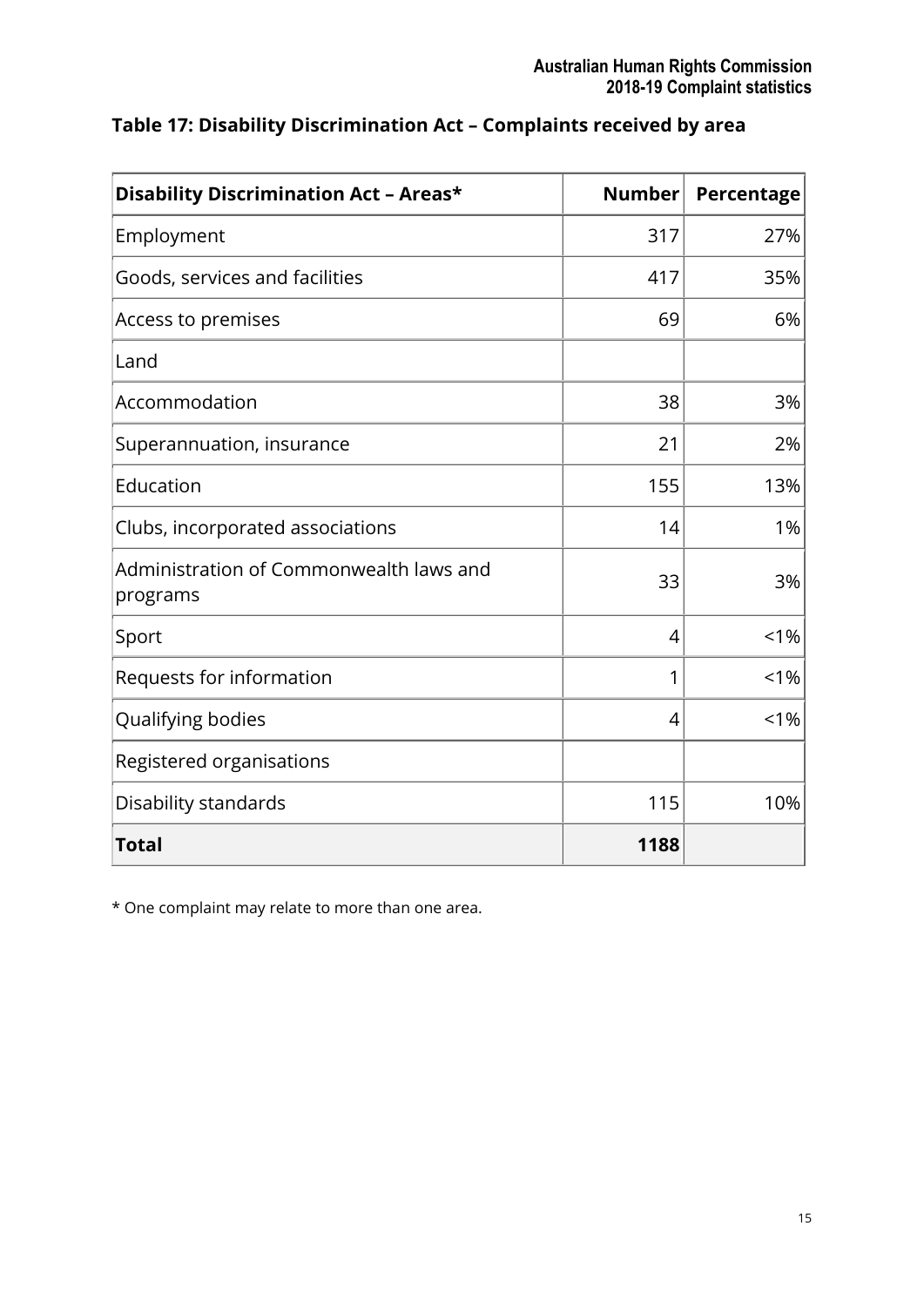**Table 17: Disability Discrimination Act – Complaints received by area**

| Disability Discrimination Act – Areas* | Number | Percentage |
|---|---|---|
| Employment | 317 | 27% |
| Goods, services and facilities | 417 | 35% |
| Access to premises | 69 | 6% |
| Land | | |
| Accommodation | 38 | 3% |
| Superannuation, insurance | 21 | 2% |
| Education | 155 | 13% |
| Clubs, incorporated associations | 14 | 1% |
| Administration of Commonwealth laws and programs | 33 | 3% |
| Sport | 4 | <1% |
| Requests for information | 1 | <1% |
| Qualifying bodies | 4 | <1% |
| Registered organisations | | |
| Disability standards | 115 | 10% |
| **Total** | **1188** | |

* One complaint may relate to more than one area.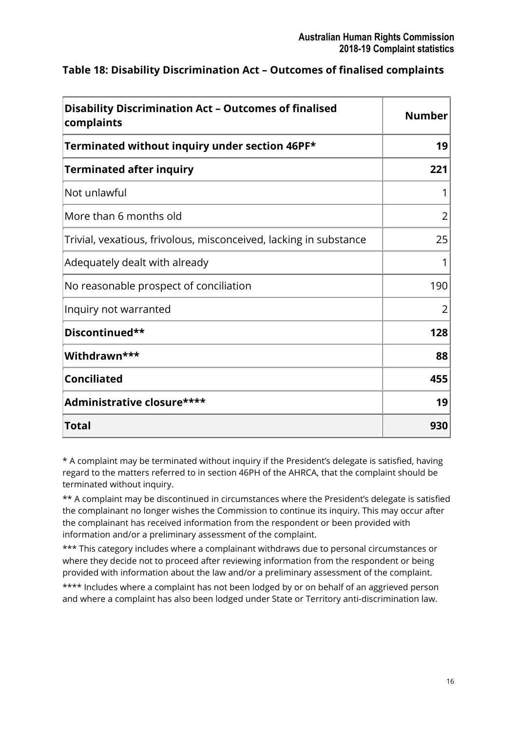### Table 18: Disability Discrimination Act – Outcomes of finalised complaints

| Disability Discrimination Act – Outcomes of finalised complaints | Number |
| --- | --- |
| **Terminated without inquiry under section 46PF*** | **19** |
| **Terminated after inquiry** | **221** |
| Not unlawful | 1 |
| More than 6 months old | 2 |
| Trivial, vexatious, frivolous, misconceived, lacking in substance | 25 |
| Adequately dealt with already | 1 |
| No reasonable prospect of conciliation | 190 |
| Inquiry not warranted | 2 |
| **Discontinued**** | **128** |
| **Withdrawn***** | **88** |
| **Conciliated** | **455** |
| **Administrative closure****** | **19** |
| **Total** | **930** |

* A complaint may be terminated without inquiry if the President's delegate is satisfied, having regard to the matters referred to in section 46PH of the AHRCA, that the complaint should be terminated without inquiry.

** A complaint may be discontinued in circumstances where the President's delegate is satisfied the complainant no longer wishes the Commission to continue its inquiry. This may occur after the complainant has received information from the respondent or been provided with information and/or a preliminary assessment of the complaint.

*** This category includes where a complainant withdraws due to personal circumstances or where they decide not to proceed after reviewing information from the respondent or being provided with information about the law and/or a preliminary assessment of the complaint.

**** Includes where a complaint has not been lodged by or on behalf of an aggrieved person and where a complaint has also been lodged under State or Territory anti-discrimination law.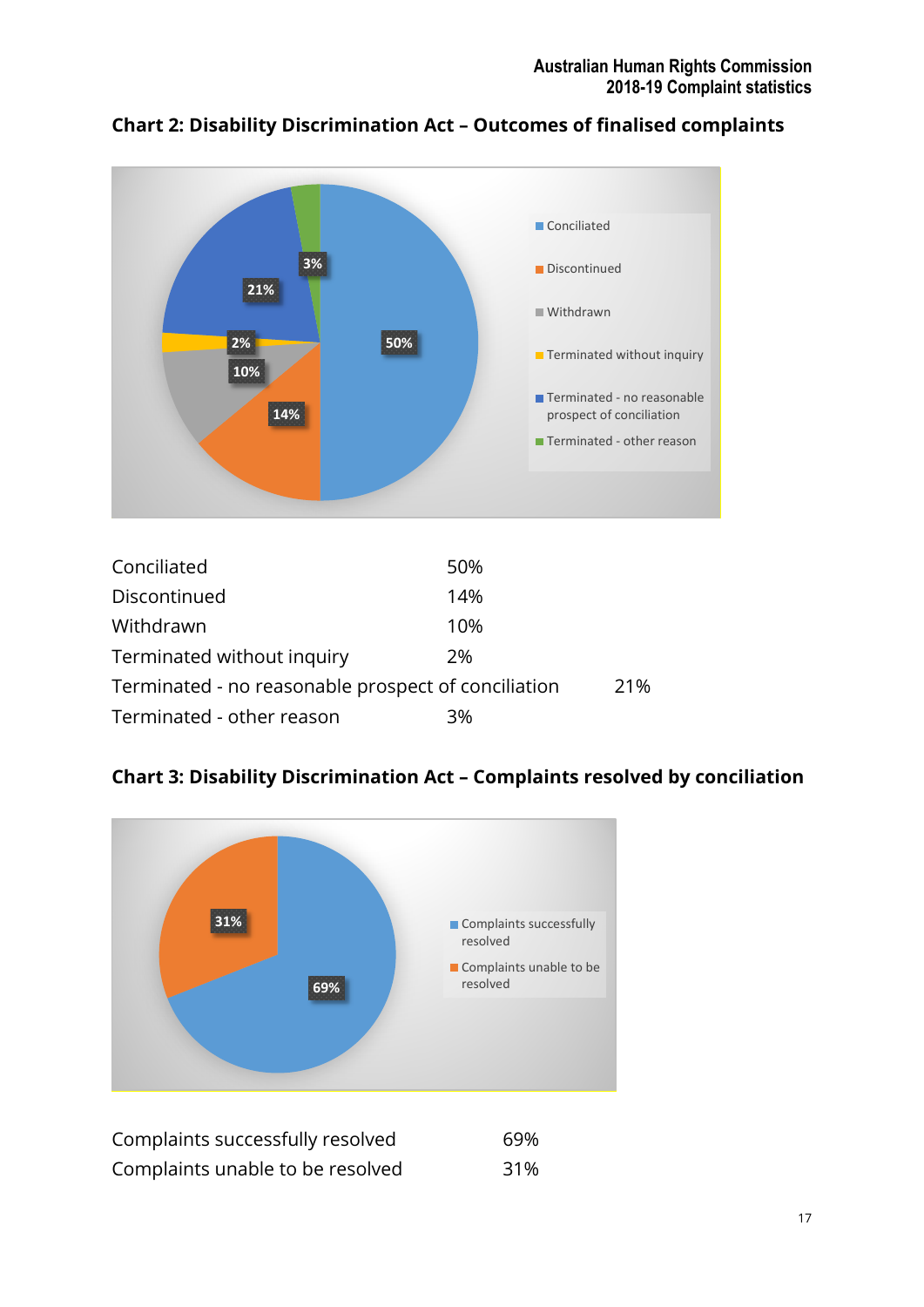**Chart 2: Disability Discrimination Act – Outcomes of finalised complaints**

| | |
|---|---|
| Conciliated | 50% |
| Discontinued | 14% |
| Withdrawn | 10% |
| Terminated without inquiry | 2% |
| Terminated - no reasonable prospect of conciliation | 21% |
| Terminated - other reason | 3% |

**Chart 3: Disability Discrimination Act – Complaints resolved by conciliation**

| | |
|---|---|
| Complaints successfully resolved | 69% |
| Complaints unable to be resolved | 31% |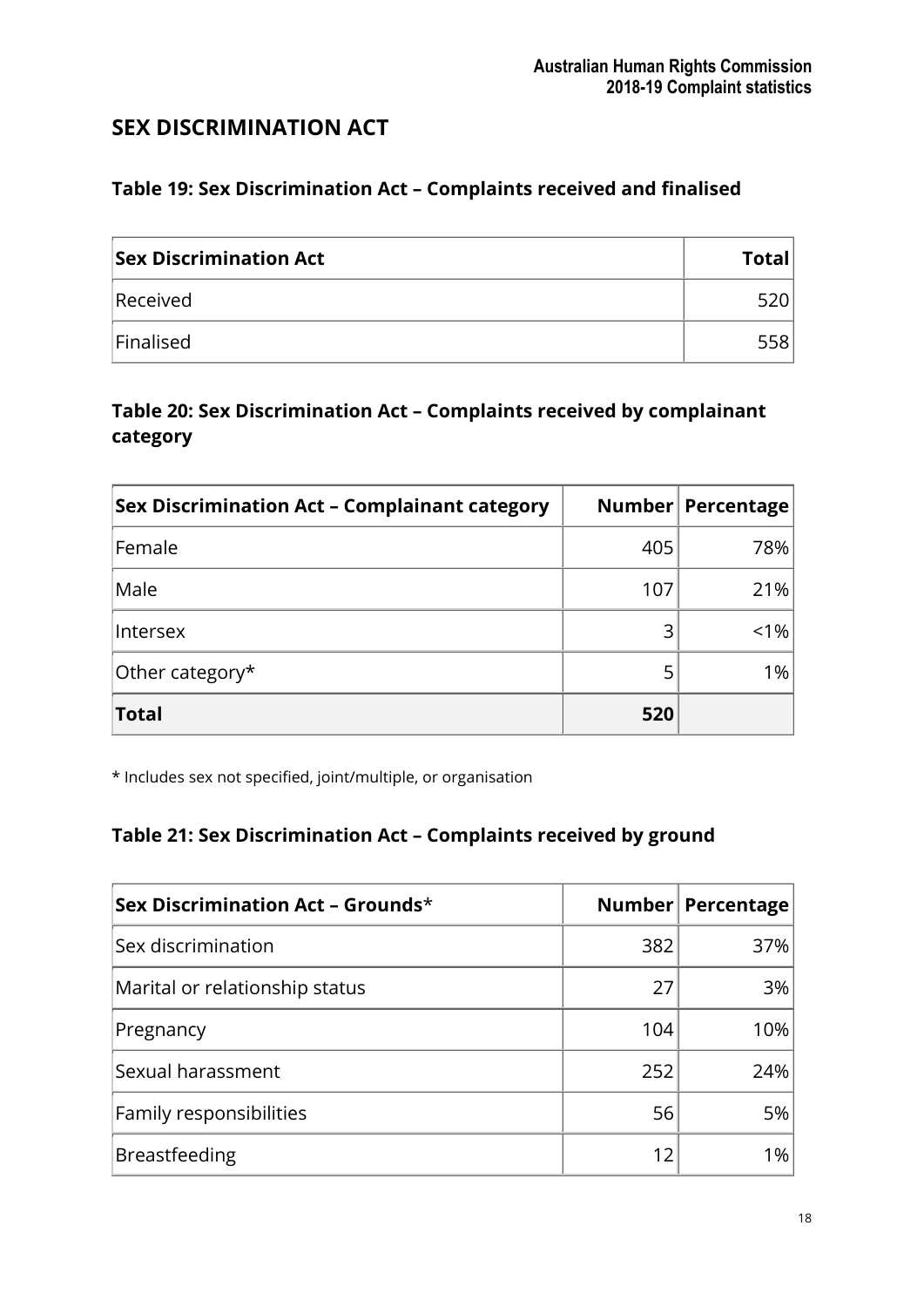## SEX DISCRIMINATION ACT

### Table 19: Sex Discrimination Act – Complaints received and finalised

| Sex Discrimination Act | Total |
| --- | --- |
| Received | 520 |
| Finalised | 558 |

### Table 20: Sex Discrimination Act – Complaints received by complainant category

| Sex Discrimination Act – Complainant category | Number | Percentage |
| --- | --- | --- |
| Female | 405 | 78% |
| Male | 107 | 21% |
| Intersex | 3 | <1% |
| Other category* | 5 | 1% |
| **Total** | **520** | |

* Includes sex not specified, joint/multiple, or organisation

### Table 21: Sex Discrimination Act – Complaints received by ground

| Sex Discrimination Act – Grounds* | Number | Percentage |
| --- | --- | --- |
| Sex discrimination | 382 | 37% |
| Marital or relationship status | 27 | 3% |
| Pregnancy | 104 | 10% |
| Sexual harassment | 252 | 24% |
| Family responsibilities | 56 | 5% |
| Breastfeeding | 12 | 1% |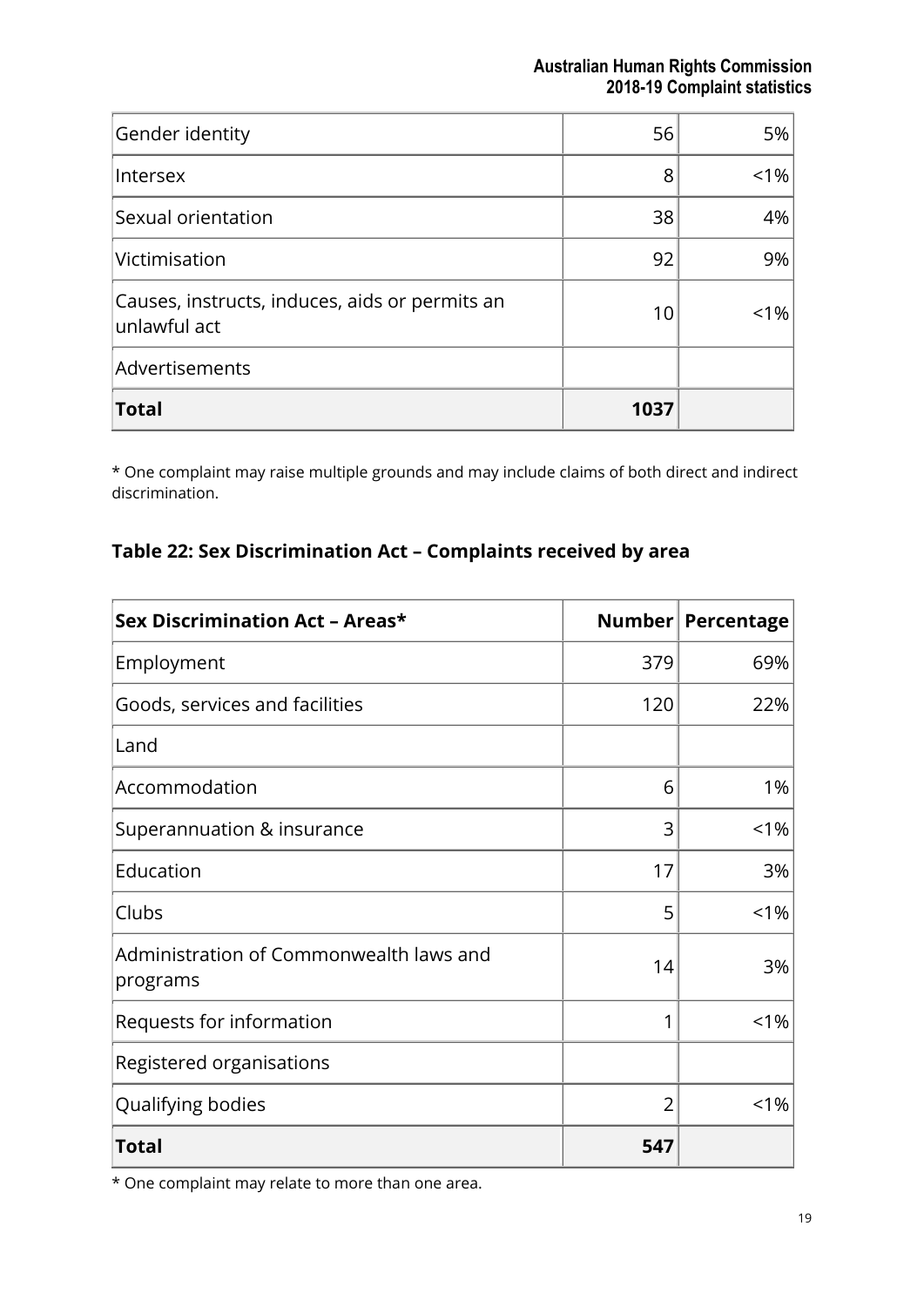| | | |
|---|---|---|
| Gender identity | 56 | 5% |
| Intersex | 8 | <1% |
| Sexual orientation | 38 | 4% |
| Victimisation | 92 | 9% |
| Causes, instructs, induces, aids or permits an unlawful act | 10 | <1% |
| Advertisements | | |
| **Total** | **1037** | |

* One complaint may raise multiple grounds and may include claims of both direct and indirect discrimination.

### Table 22: Sex Discrimination Act – Complaints received by area

| Sex Discrimination Act – Areas* | Number | Percentage |
|---|---|---|
| Employment | 379 | 69% |
| Goods, services and facilities | 120 | 22% |
| Land | | |
| Accommodation | 6 | 1% |
| Superannuation & insurance | 3 | <1% |
| Education | 17 | 3% |
| Clubs | 5 | <1% |
| Administration of Commonwealth laws and programs | 14 | 3% |
| Requests for information | 1 | <1% |
| Registered organisations | | |
| Qualifying bodies | 2 | <1% |
| **Total** | **547** | |

* One complaint may relate to more than one area.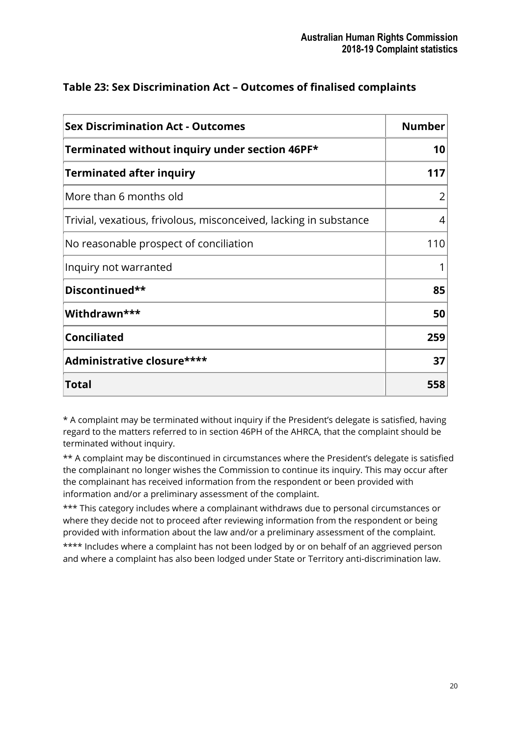## Table 23: Sex Discrimination Act – Outcomes of finalised complaints

| Sex Discrimination Act - Outcomes | Number |
|---|---|
| **Terminated without inquiry under section 46PF*** | **10** |
| **Terminated after inquiry** | **117** |
| More than 6 months old | 2 |
| Trivial, vexatious, frivolous, misconceived, lacking in substance | 4 |
| No reasonable prospect of conciliation | 110 |
| Inquiry not warranted | 1 |
| **Discontinued**** | **85** |
| **Withdrawn***** | **50** |
| **Conciliated** | **259** |
| **Administrative closure****** | **37** |
| **Total** | **558** |

* A complaint may be terminated without inquiry if the President's delegate is satisfied, having regard to the matters referred to in section 46PH of the AHRCA, that the complaint should be terminated without inquiry.

** A complaint may be discontinued in circumstances where the President's delegate is satisfied the complainant no longer wishes the Commission to continue its inquiry. This may occur after the complainant has received information from the respondent or been provided with information and/or a preliminary assessment of the complaint.

*** This category includes where a complainant withdraws due to personal circumstances or where they decide not to proceed after reviewing information from the respondent or being provided with information about the law and/or a preliminary assessment of the complaint.

**** Includes where a complaint has not been lodged by or on behalf of an aggrieved person and where a complaint has also been lodged under State or Territory anti-discrimination law.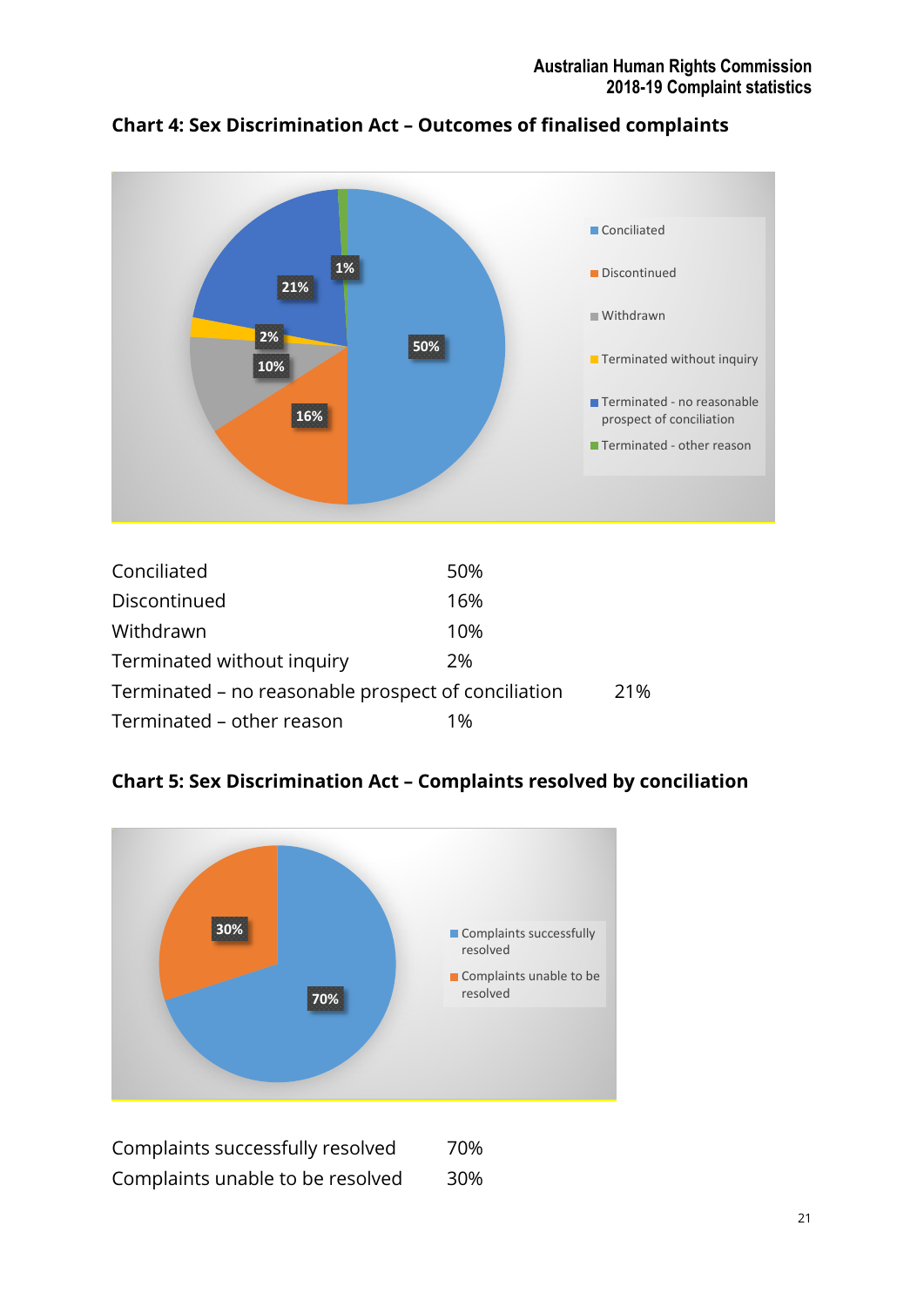## Chart 4: Sex Discrimination Act – Outcomes of finalised complaints

| | |
|---|---|
| Conciliated | 50% |
| Discontinued | 16% |
| Withdrawn | 10% |
| Terminated without inquiry | 2% |
| Terminated – no reasonable prospect of conciliation | 21% |
| Terminated – other reason | 1% |

## Chart 5: Sex Discrimination Act – Complaints resolved by conciliation

| | |
|---|---|
| Complaints successfully resolved | 70% |
| Complaints unable to be resolved | 30% |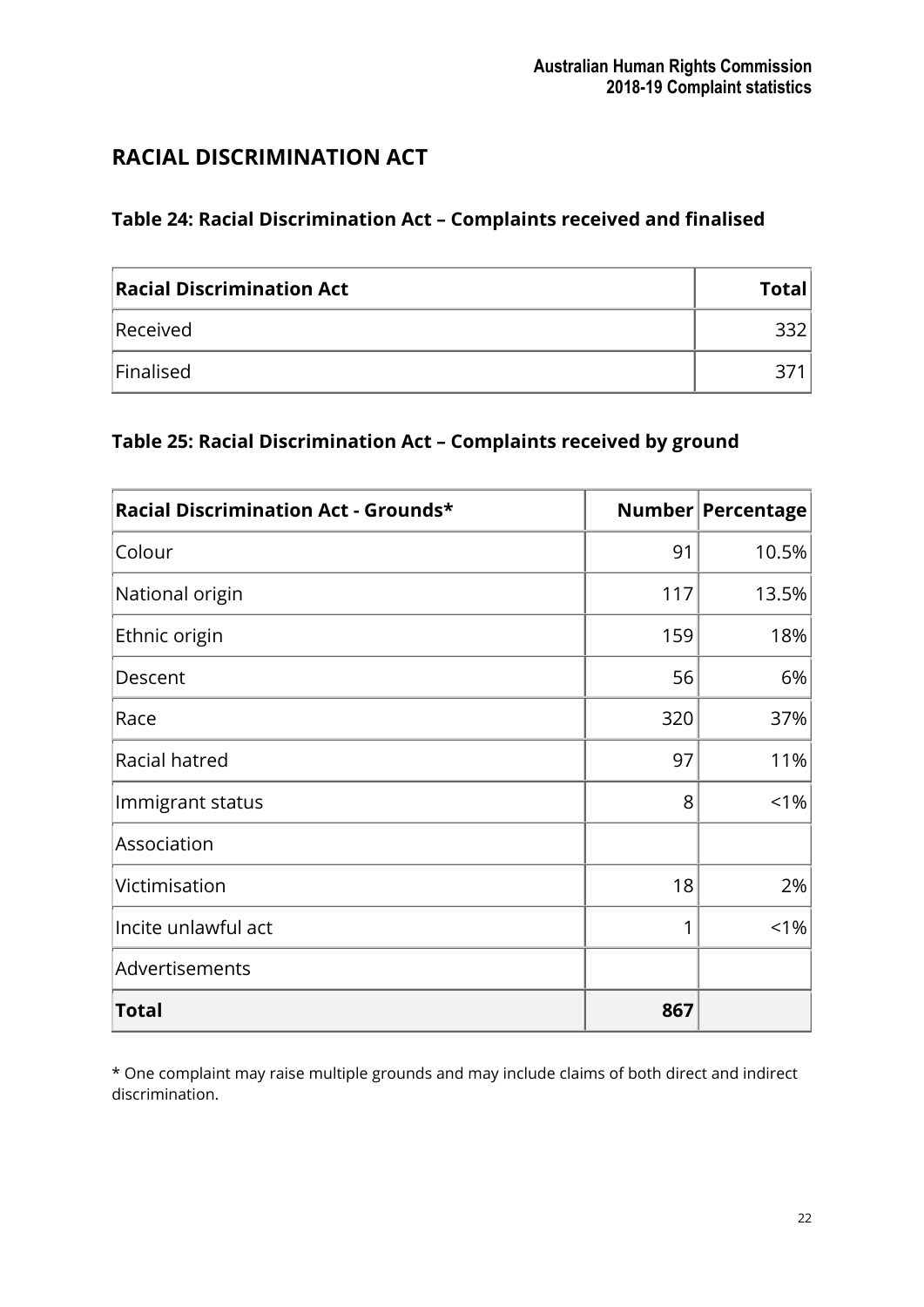## RACIAL DISCRIMINATION ACT

### Table 24: Racial Discrimination Act – Complaints received and finalised

| Racial Discrimination Act | Total |
|---|---|
| Received | 332 |
| Finalised | 371 |

### Table 25: Racial Discrimination Act – Complaints received by ground

| Racial Discrimination Act - Grounds* | Number | Percentage |
|---|---|---|
| Colour | 91 | 10.5% |
| National origin | 117 | 13.5% |
| Ethnic origin | 159 | 18% |
| Descent | 56 | 6% |
| Race | 320 | 37% |
| Racial hatred | 97 | 11% |
| Immigrant status | 8 | <1% |
| Association | | |
| Victimisation | 18 | 2% |
| Incite unlawful act | 1 | <1% |
| Advertisements | | |
| **Total** | **867** | |

* One complaint may raise multiple grounds and may include claims of both direct and indirect discrimination.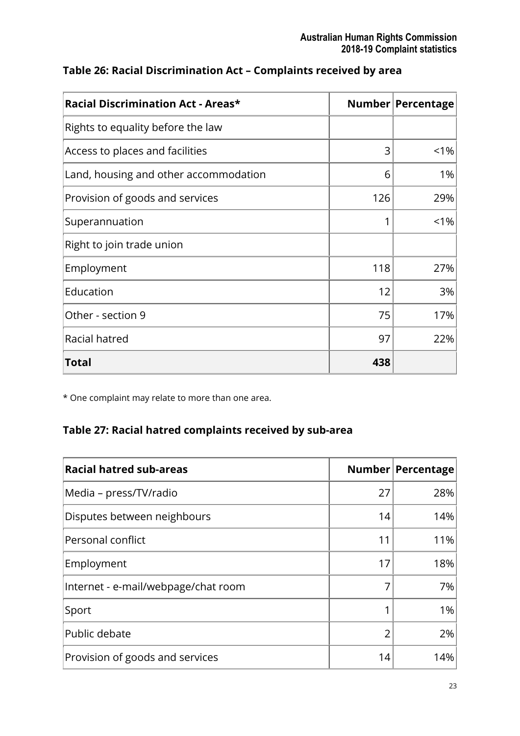### Table 26: Racial Discrimination Act – Complaints received by area

| Racial Discrimination Act - Areas* | Number | Percentage |
|---|---|---|
| Rights to equality before the law | | |
| Access to places and facilities | 3 | <1% |
| Land, housing and other accommodation | 6 | 1% |
| Provision of goods and services | 126 | 29% |
| Superannuation | 1 | <1% |
| Right to join trade union | | |
| Employment | 118 | 27% |
| Education | 12 | 3% |
| Other - section 9 | 75 | 17% |
| Racial hatred | 97 | 22% |
| **Total** | **438** | |

* One complaint may relate to more than one area.

### Table 27: Racial hatred complaints received by sub-area

| Racial hatred sub-areas | Number | Percentage |
|---|---|---|
| Media – press/TV/radio | 27 | 28% |
| Disputes between neighbours | 14 | 14% |
| Personal conflict | 11 | 11% |
| Employment | 17 | 18% |
| Internet - e-mail/webpage/chat room | 7 | 7% |
| Sport | 1 | 1% |
| Public debate | 2 | 2% |
| Provision of goods and services | 14 | 14% |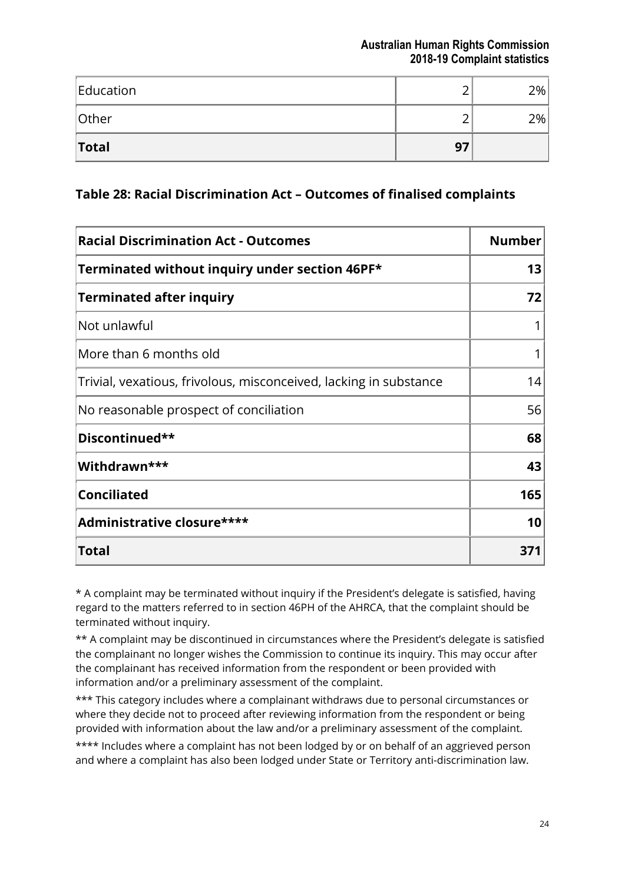| Education | 2 | 2% |
| --- | --- | --- |
| Other | 2 | 2% |
| **Total** | **97** | |

### Table 28: Racial Discrimination Act – Outcomes of finalised complaints

| Racial Discrimination Act - Outcomes | Number |
| --- | --- |
| **Terminated without inquiry under section 46PF*** | **13** |
| **Terminated after inquiry** | **72** |
| Not unlawful | 1 |
| More than 6 months old | 1 |
| Trivial, vexatious, frivolous, misconceived, lacking in substance | 14 |
| No reasonable prospect of conciliation | 56 |
| **Discontinued**** | **68** |
| **Withdrawn***** | **43** |
| **Conciliated** | **165** |
| **Administrative closure****** | **10** |
| **Total** | **371** |

* A complaint may be terminated without inquiry if the President's delegate is satisfied, having regard to the matters referred to in section 46PH of the AHRCA, that the complaint should be terminated without inquiry.

** A complaint may be discontinued in circumstances where the President's delegate is satisfied the complainant no longer wishes the Commission to continue its inquiry. This may occur after the complainant has received information from the respondent or been provided with information and/or a preliminary assessment of the complaint.

*** This category includes where a complainant withdraws due to personal circumstances or where they decide not to proceed after reviewing information from the respondent or being provided with information about the law and/or a preliminary assessment of the complaint.

**** Includes where a complaint has not been lodged by or on behalf of an aggrieved person and where a complaint has also been lodged under State or Territory anti-discrimination law.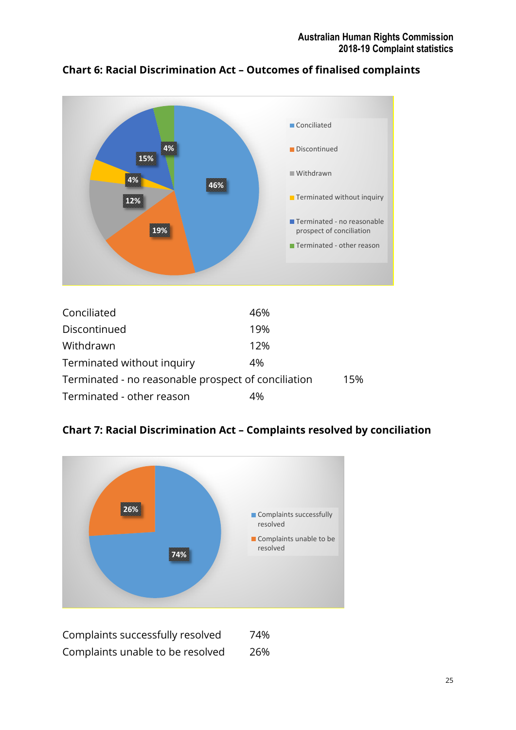## Chart 6: Racial Discrimination Act – Outcomes of finalised complaints

| | |
|---|---|
| Conciliated | 46% |
| Discontinued | 19% |
| Withdrawn | 12% |
| Terminated without inquiry | 4% |
| Terminated - no reasonable prospect of conciliation | 15% |
| Terminated - other reason | 4% |

## Chart 7: Racial Discrimination Act – Complaints resolved by conciliation

| | |
|---|---|
| Complaints successfully resolved | 74% |
| Complaints unable to be resolved | 26% |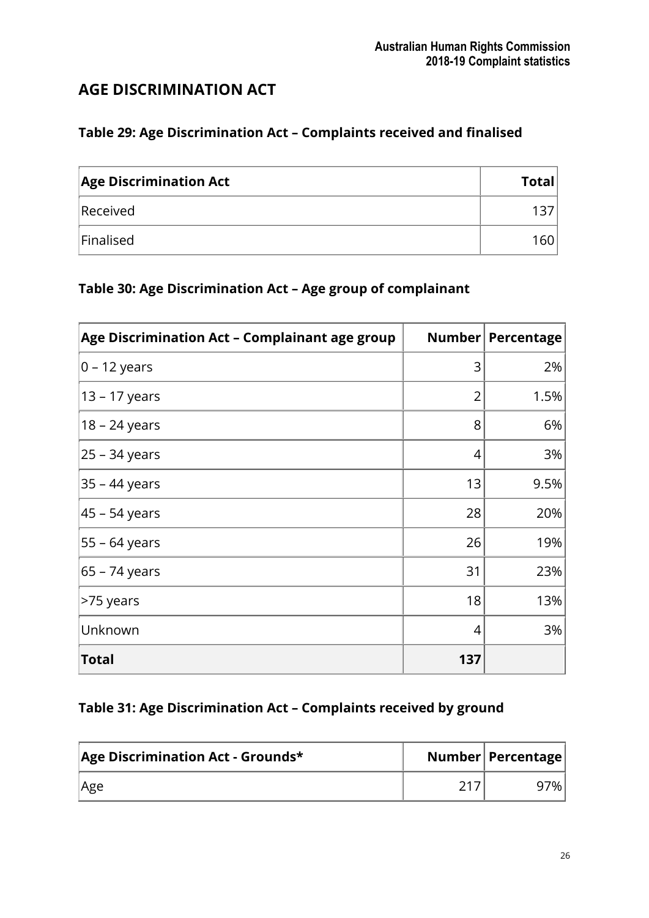## AGE DISCRIMINATION ACT

### Table 29: Age Discrimination Act – Complaints received and finalised

| Age Discrimination Act | Total |
|---|---|
| Received | 137 |
| Finalised | 160 |

### Table 30: Age Discrimination Act – Age group of complainant

| Age Discrimination Act – Complainant age group | Number | Percentage |
|---|---|---|
| 0 – 12 years | 3 | 2% |
| 13 – 17 years | 2 | 1.5% |
| 18 – 24 years | 8 | 6% |
| 25 – 34 years | 4 | 3% |
| 35 – 44 years | 13 | 9.5% |
| 45 – 54 years | 28 | 20% |
| 55 – 64 years | 26 | 19% |
| 65 – 74 years | 31 | 23% |
| >75 years | 18 | 13% |
| Unknown | 4 | 3% |
| **Total** | **137** | |

### Table 31: Age Discrimination Act – Complaints received by ground

| Age Discrimination Act - Grounds* | Number | Percentage |
|---|---|---|
| Age | 217 | 97% |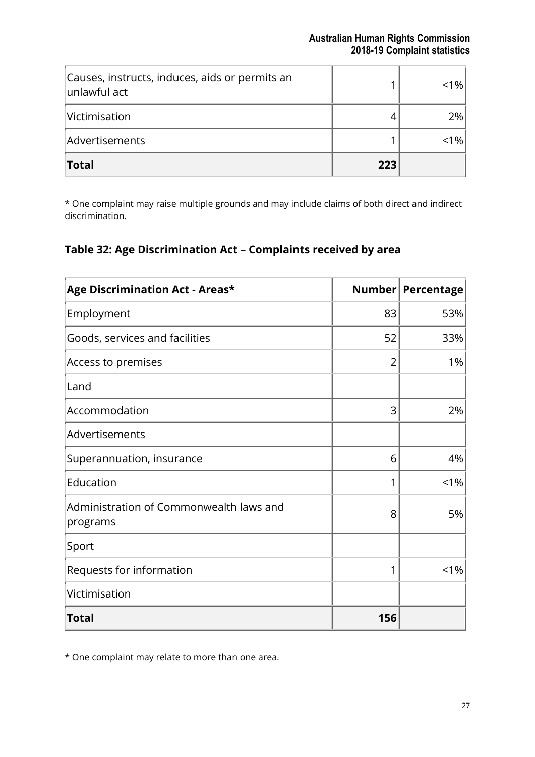| | | |
|---|---:|---:|
| Causes, instructs, induces, aids or permits an unlawful act | 1 | <1% |
| Victimisation | 4 | 2% |
| Advertisements | 1 | <1% |
| **Total** | **223** | |

* One complaint may raise multiple grounds and may include claims of both direct and indirect discrimination.

### Table 32: Age Discrimination Act – Complaints received by area

| Age Discrimination Act - Areas* | Number | Percentage |
|---|---:|---:|
| Employment | 83 | 53% |
| Goods, services and facilities | 52 | 33% |
| Access to premises | 2 | 1% |
| Land | | |
| Accommodation | 3 | 2% |
| Advertisements | | |
| Superannuation, insurance | 6 | 4% |
| Education | 1 | <1% |
| Administration of Commonwealth laws and programs | 8 | 5% |
| Sport | | |
| Requests for information | 1 | <1% |
| Victimisation | | |
| **Total** | **156** | |

* One complaint may relate to more than one area.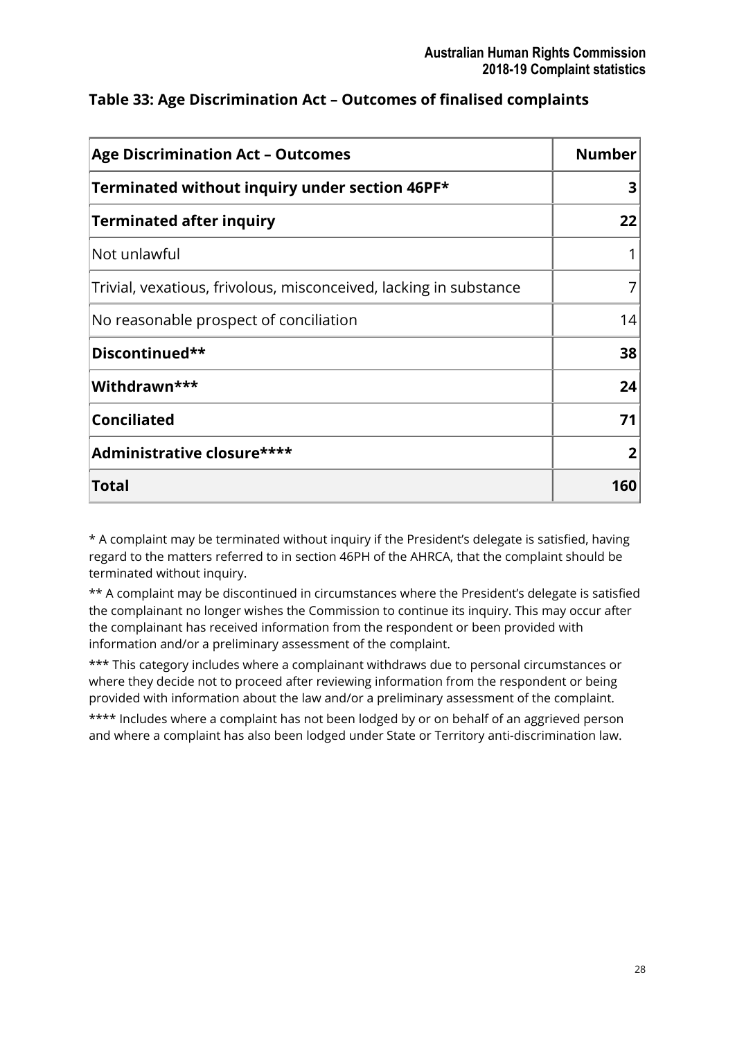### Table 33: Age Discrimination Act – Outcomes of finalised complaints

| Age Discrimination Act – Outcomes | Number |
|---|---|
| **Terminated without inquiry under section 46PF*** | **3** |
| **Terminated after inquiry** | **22** |
| Not unlawful | 1 |
| Trivial, vexatious, frivolous, misconceived, lacking in substance | 7 |
| No reasonable prospect of conciliation | 14 |
| **Discontinued**** | **38** |
| **Withdrawn***** | **24** |
| **Conciliated** | **71** |
| **Administrative closure****** | **2** |
| **Total** | **160** |

* A complaint may be terminated without inquiry if the President's delegate is satisfied, having regard to the matters referred to in section 46PH of the AHRCA, that the complaint should be terminated without inquiry.

** A complaint may be discontinued in circumstances where the President's delegate is satisfied the complainant no longer wishes the Commission to continue its inquiry. This may occur after the complainant has received information from the respondent or been provided with information and/or a preliminary assessment of the complaint.

*** This category includes where a complainant withdraws due to personal circumstances or where they decide not to proceed after reviewing information from the respondent or being provided with information about the law and/or a preliminary assessment of the complaint.

**** Includes where a complaint has not been lodged by or on behalf of an aggrieved person and where a complaint has also been lodged under State or Territory anti-discrimination law.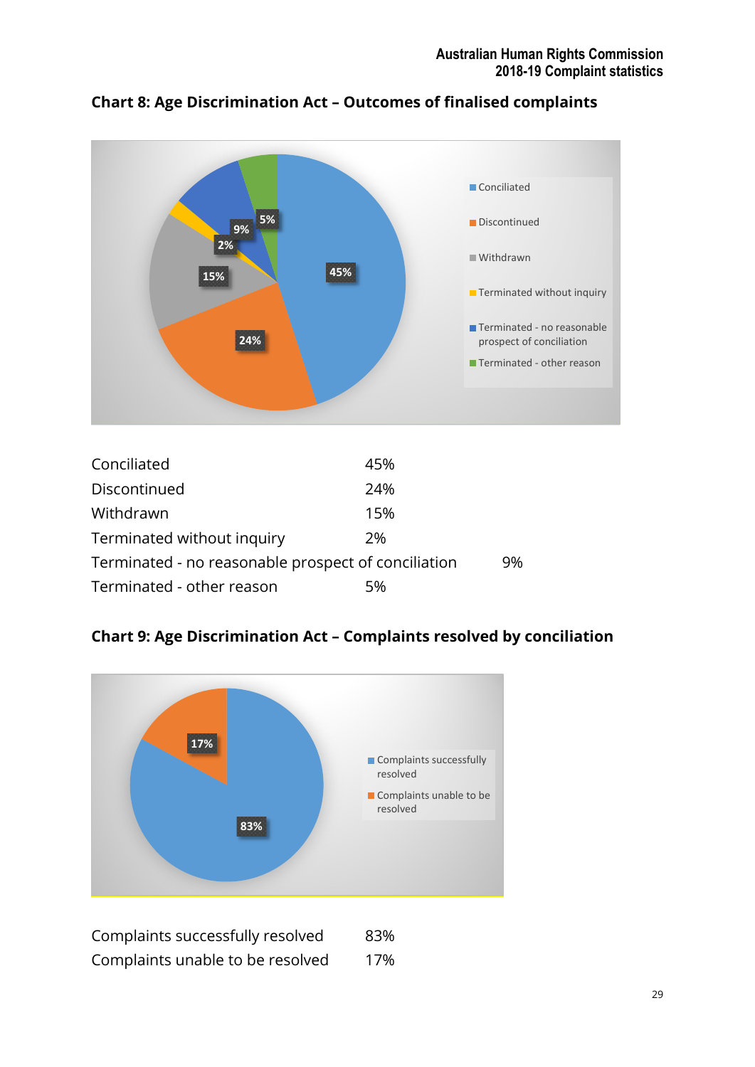## Chart 8: Age Discrimination Act – Outcomes of finalised complaints

| | |
|---|---|
| Conciliated | 45% |
| Discontinued | 24% |
| Withdrawn | 15% |
| Terminated without inquiry | 2% |
| Terminated - no reasonable prospect of conciliation | 9% |
| Terminated - other reason | 5% |

## Chart 9: Age Discrimination Act – Complaints resolved by conciliation

| | |
|---|---|
| Complaints successfully resolved | 83% |
| Complaints unable to be resolved | 17% |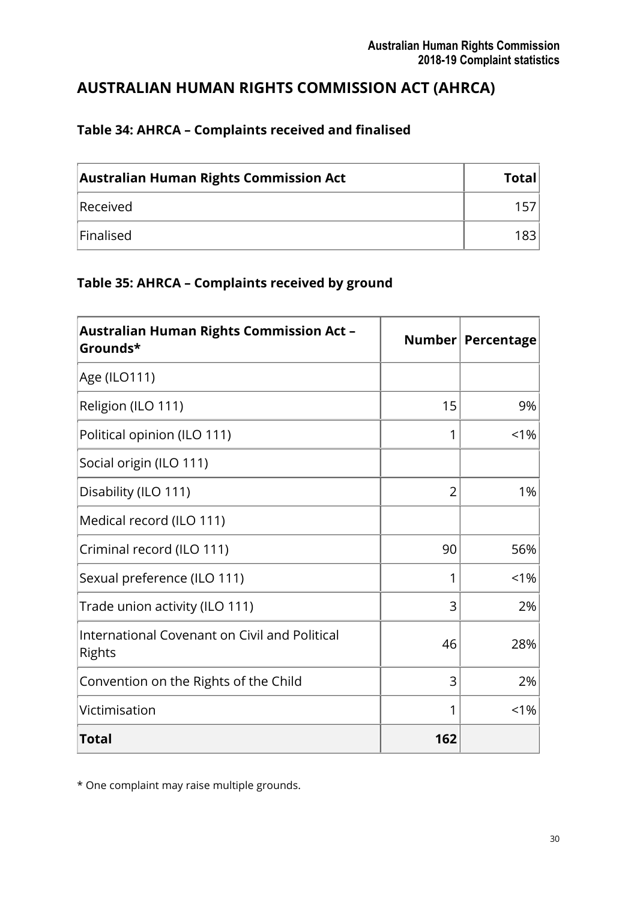## AUSTRALIAN HUMAN RIGHTS COMMISSION ACT (AHRCA)

### Table 34: AHRCA – Complaints received and finalised

| Australian Human Rights Commission Act | Total |
|---|---|
| Received | 157 |
| Finalised | 183 |

### Table 35: AHRCA – Complaints received by ground

| Australian Human Rights Commission Act – Grounds* | Number | Percentage |
|---|---|---|
| Age (ILO111) | | |
| Religion (ILO 111) | 15 | 9% |
| Political opinion (ILO 111) | 1 | <1% |
| Social origin (ILO 111) | | |
| Disability (ILO 111) | 2 | 1% |
| Medical record (ILO 111) | | |
| Criminal record (ILO 111) | 90 | 56% |
| Sexual preference (ILO 111) | 1 | <1% |
| Trade union activity (ILO 111) | 3 | 2% |
| International Covenant on Civil and Political Rights | 46 | 28% |
| Convention on the Rights of the Child | 3 | 2% |
| Victimisation | 1 | <1% |
| **Total** | **162** | |

* One complaint may raise multiple grounds.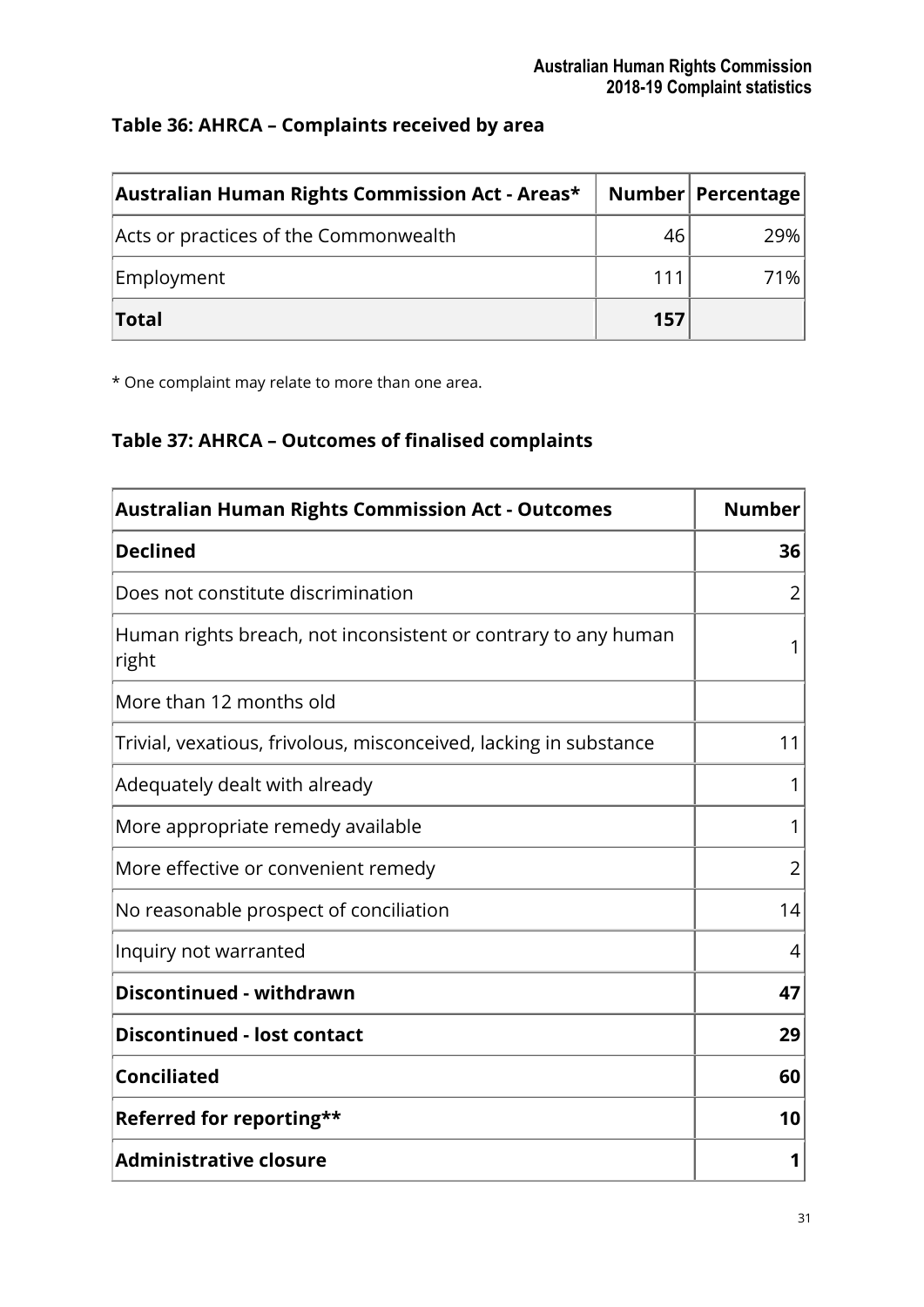### Table 36: AHRCA – Complaints received by area

| Australian Human Rights Commission Act - Areas* | Number | Percentage |
|---|---|---|
| Acts or practices of the Commonwealth | 46 | 29% |
| Employment | 111 | 71% |
| **Total** | **157** | |

* One complaint may relate to more than one area.

### Table 37: AHRCA – Outcomes of finalised complaints

| Australian Human Rights Commission Act - Outcomes | Number |
|---|---|
| **Declined** | **36** |
| Does not constitute discrimination | 2 |
| Human rights breach, not inconsistent or contrary to any human right | 1 |
| More than 12 months old | |
| Trivial, vexatious, frivolous, misconceived, lacking in substance | 11 |
| Adequately dealt with already | 1 |
| More appropriate remedy available | 1 |
| More effective or convenient remedy | 2 |
| No reasonable prospect of conciliation | 14 |
| Inquiry not warranted | 4 |
| **Discontinued - withdrawn** | **47** |
| **Discontinued - lost contact** | **29** |
| **Conciliated** | **60** |
| **Referred for reporting**** | **10** |
| **Administrative closure** | **1** |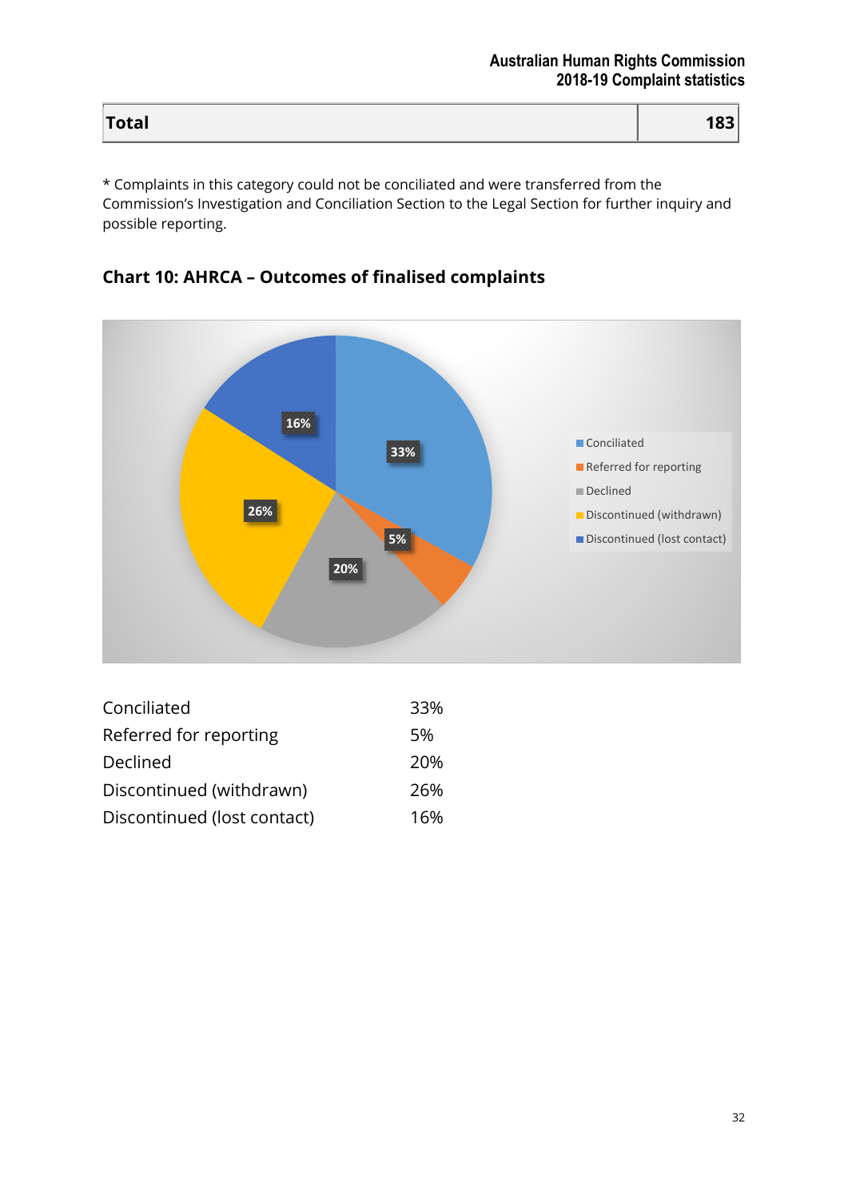| Total | 183 |
| --- | --- |

* Complaints in this category could not be conciliated and were transferred from the Commission's Investigation and Conciliation Section to the Legal Section for further inquiry and possible reporting.

**Chart 10: AHRCA – Outcomes of finalised complaints**

| | |
| --- | --- |
| Conciliated | 33% |
| Referred for reporting | 5% |
| Declined | 20% |
| Discontinued (withdrawn) | 26% |
| Discontinued (lost contact) | 16% |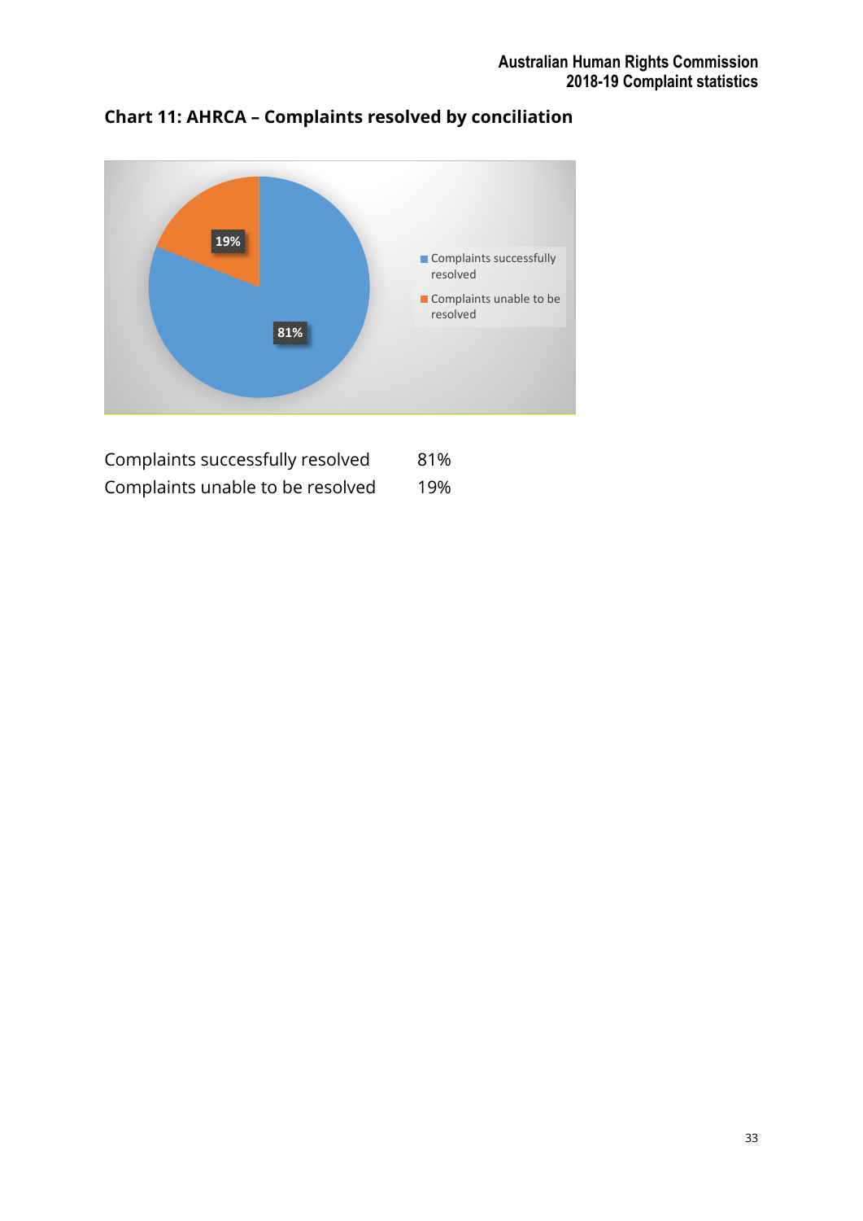## Chart 11: AHRCA – Complaints resolved by conciliation

19%

81%

Complaints successfully resolved

Complaints unable to be resolved

| | |
|---|---|
| Complaints successfully resolved | 81% |
| Complaints unable to be resolved | 19% |